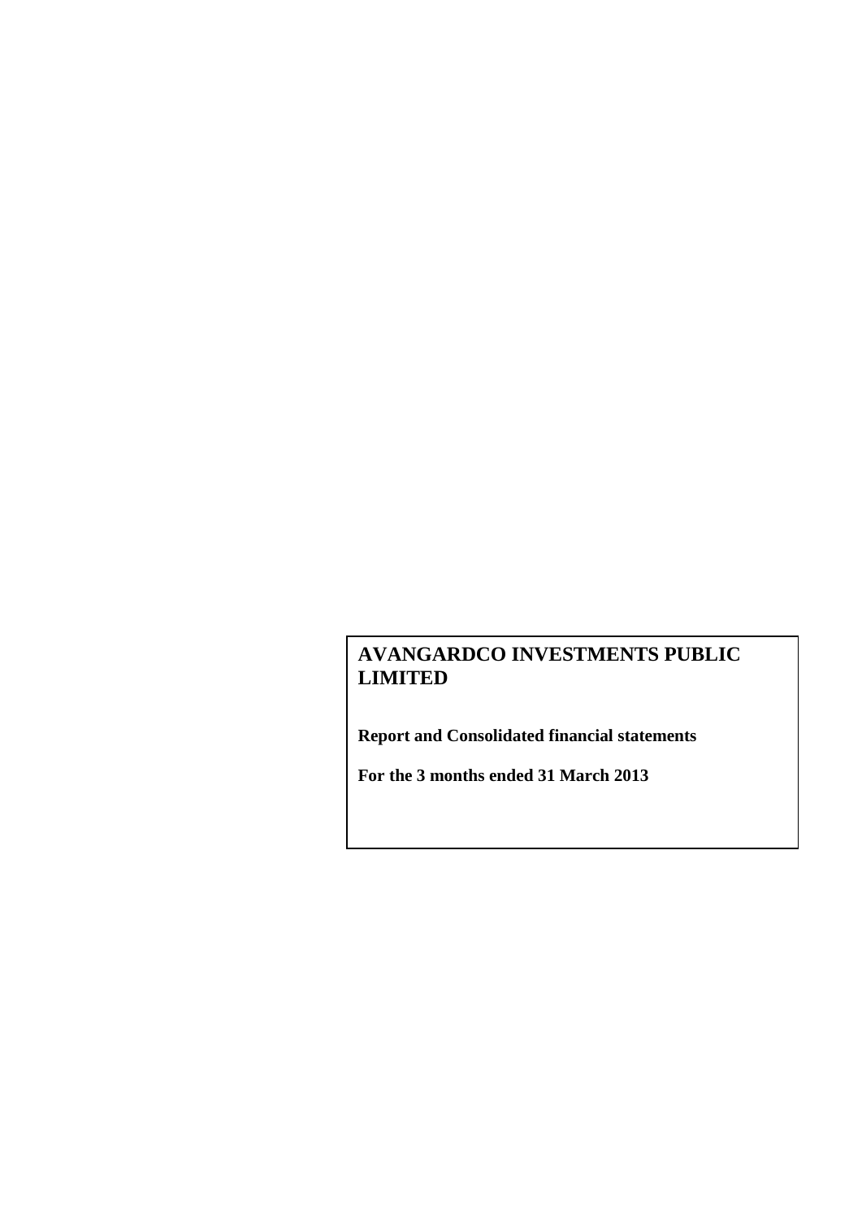# AVANGARDCO INVESTMENTS PUBLIC LIMITED

**Report and Consolidated financial statements**

**For the 3 months ended 31 March 2013**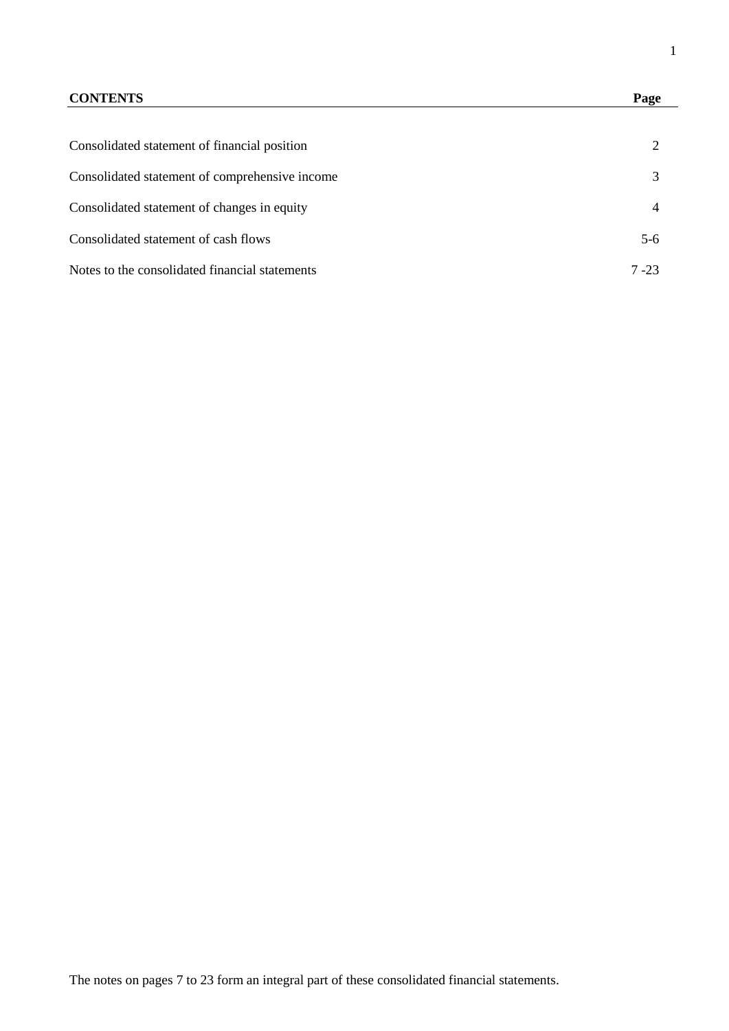| CONTENTS | Page |
|---|---|
| Consolidated statement of financial position | 2 |
| Consolidated statement of comprehensive income | 3 |
| Consolidated statement of changes in equity | 4 |
| Consolidated statement of cash flows | 5-6 |
| Notes to the consolidated financial statements | 7 -23 |

The notes on pages 7 to 23 form an integral part of these consolidated financial statements.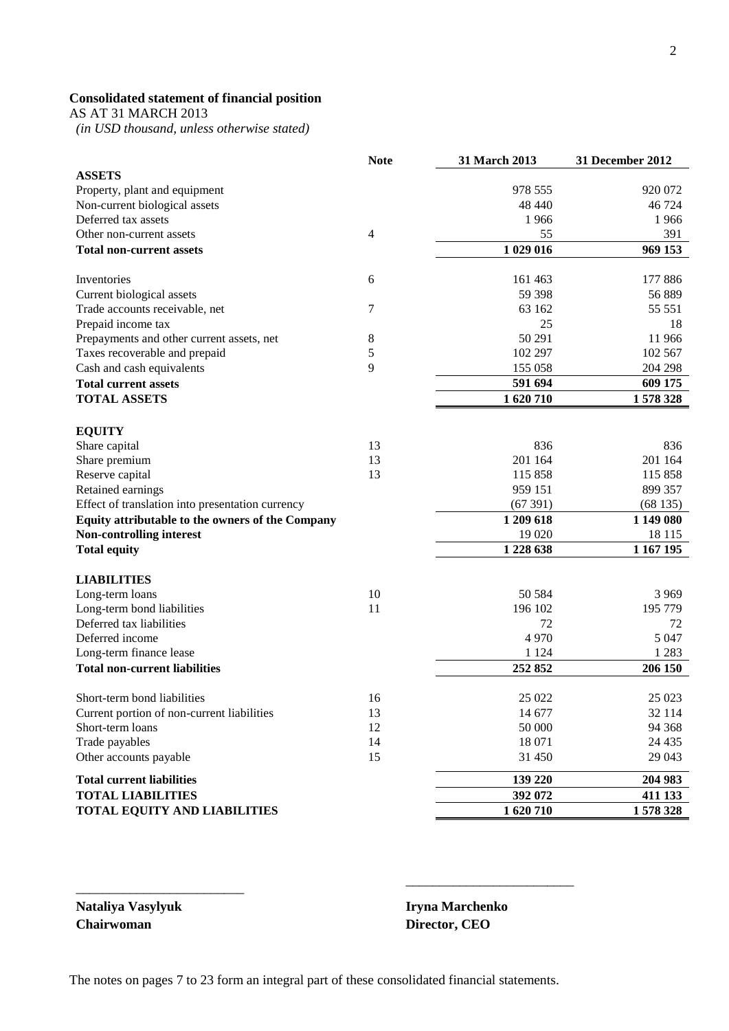**Consolidated statement of financial position**

AS AT 31 MARCH 2013

*(in USD thousand, unless otherwise stated)*

| | Note | 31 March 2013 | 31 December 2012 |
|---|---|---|---|
| **ASSETS** | | | |
| Property, plant and equipment | | 978 555 | 920 072 |
| Non-current biological assets | | 48 440 | 46 724 |
| Deferred tax assets | | 1 966 | 1 966 |
| Other non-current assets | 4 | 55 | 391 |
| **Total non-current assets** | | **1 029 016** | **969 153** |
| | | | |
| Inventories | 6 | 161 463 | 177 886 |
| Current biological assets | | 59 398 | 56 889 |
| Trade accounts receivable, net | 7 | 63 162 | 55 551 |
| Prepaid income tax | | 25 | 18 |
| Prepayments and other current assets, net | 8 | 50 291 | 11 966 |
| Taxes recoverable and prepaid | 5 | 102 297 | 102 567 |
| Cash and cash equivalents | 9 | 155 058 | 204 298 |
| **Total current assets** | | **591 694** | **609 175** |
| **TOTAL ASSETS** | | **1 620 710** | **1 578 328** |
| | | | |
| **EQUITY** | | | |
| Share capital | 13 | 836 | 836 |
| Share premium | 13 | 201 164 | 201 164 |
| Reserve capital | 13 | 115 858 | 115 858 |
| Retained earnings | | 959 151 | 899 357 |
| Effect of translation into presentation currency | | (67 391) | (68 135) |
| **Equity attributable to the owners of the Company** | | **1 209 618** | **1 149 080** |
| **Non-controlling interest** | | 19 020 | 18 115 |
| **Total equity** | | **1 228 638** | **1 167 195** |
| | | | |
| **LIABILITIES** | | | |
| Long-term loans | 10 | 50 584 | 3 969 |
| Long-term bond liabilities | 11 | 196 102 | 195 779 |
| Deferred tax liabilities | | 72 | 72 |
| Deferred income | | 4 970 | 5 047 |
| Long-term finance lease | | 1 124 | 1 283 |
| **Total non-current liabilities** | | **252 852** | **206 150** |
| | | | |
| Short-term bond liabilities | 16 | 25 022 | 25 023 |
| Current portion of non-current liabilities | 13 | 14 677 | 32 114 |
| Short-term loans | 12 | 50 000 | 94 368 |
| Trade payables | 14 | 18 071 | 24 435 |
| Other accounts payable | 15 | 31 450 | 29 043 |
| **Total current liabilities** | | **139 220** | **204 983** |
| **TOTAL LIABILITIES** | | **392 072** | **411 133** |
| **TOTAL EQUITY AND LIABILITIES** | | **1 620 710** | **1 578 328** |

\_\_\_\_\_\_\_\_\_\_\_\_\_\_\_\_\_\_\_\_\_\_\_\_\_

**Nataliya Vasylyuk**
**Chairwoman**

\_\_\_\_\_\_\_\_\_\_\_\_\_\_\_\_\_\_\_\_\_\_\_\_\_

**Iryna Marchenko**
**Director, CEO**

The notes on pages 7 to 23 form an integral part of these consolidated financial statements.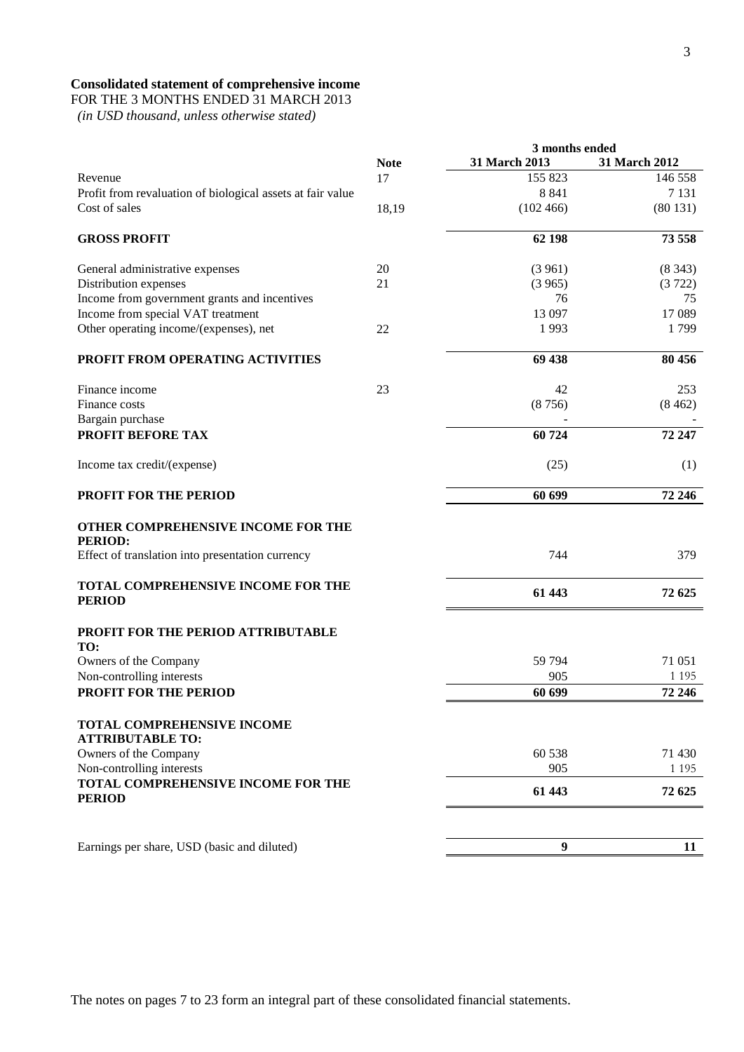**Consolidated statement of comprehensive income**

FOR THE 3 MONTHS ENDED 31 MARCH 2013

*(in USD thousand, unless otherwise stated)*

| | Note | 3 months ended 31 March 2013 | 3 months ended 31 March 2012 |
|---|---|---|---|
| Revenue | 17 | 155 823 | 146 558 |
| Profit from revaluation of biological assets at fair value | | 8 841 | 7 131 |
| Cost of sales | 18,19 | (102 466) | (80 131) |
| **GROSS PROFIT** | | **62 198** | **73 558** |
| General administrative expenses | 20 | (3 961) | (8 343) |
| Distribution expenses | 21 | (3 965) | (3 722) |
| Income from government grants and incentives | | 76 | 75 |
| Income from special VAT treatment | | 13 097 | 17 089 |
| Other operating income/(expenses), net | 22 | 1 993 | 1 799 |
| **PROFIT FROM OPERATING ACTIVITIES** | | **69 438** | **80 456** |
| Finance income | 23 | 42 | 253 |
| Finance costs | | (8 756) | (8 462) |
| Bargain purchase | | - | - |
| **PROFIT BEFORE TAX** | | **60 724** | **72 247** |
| Income tax credit/(expense) | | (25) | (1) |
| **PROFIT FOR THE PERIOD** | | **60 699** | **72 246** |
| **OTHER COMPREHENSIVE INCOME FOR THE PERIOD:** | | | |
| Effect of translation into presentation currency | | 744 | 379 |
| **TOTAL COMPREHENSIVE INCOME FOR THE PERIOD** | | **61 443** | **72 625** |
| **PROFIT FOR THE PERIOD ATTRIBUTABLE TO:** | | | |
| Owners of the Company | | 59 794 | 71 051 |
| Non-controlling interests | | 905 | 1 195 |
| **PROFIT FOR THE PERIOD** | | **60 699** | **72 246** |
| **TOTAL COMPREHENSIVE INCOME ATTRIBUTABLE TO:** | | | |
| Owners of the Company | | 60 538 | 71 430 |
| Non-controlling interests | | 905 | 1 195 |
| **TOTAL COMPREHENSIVE INCOME FOR THE PERIOD** | | **61 443** | **72 625** |
| Earnings per share, USD (basic and diluted) | | **9** | **11** |

The notes on pages 7 to 23 form an integral part of these consolidated financial statements.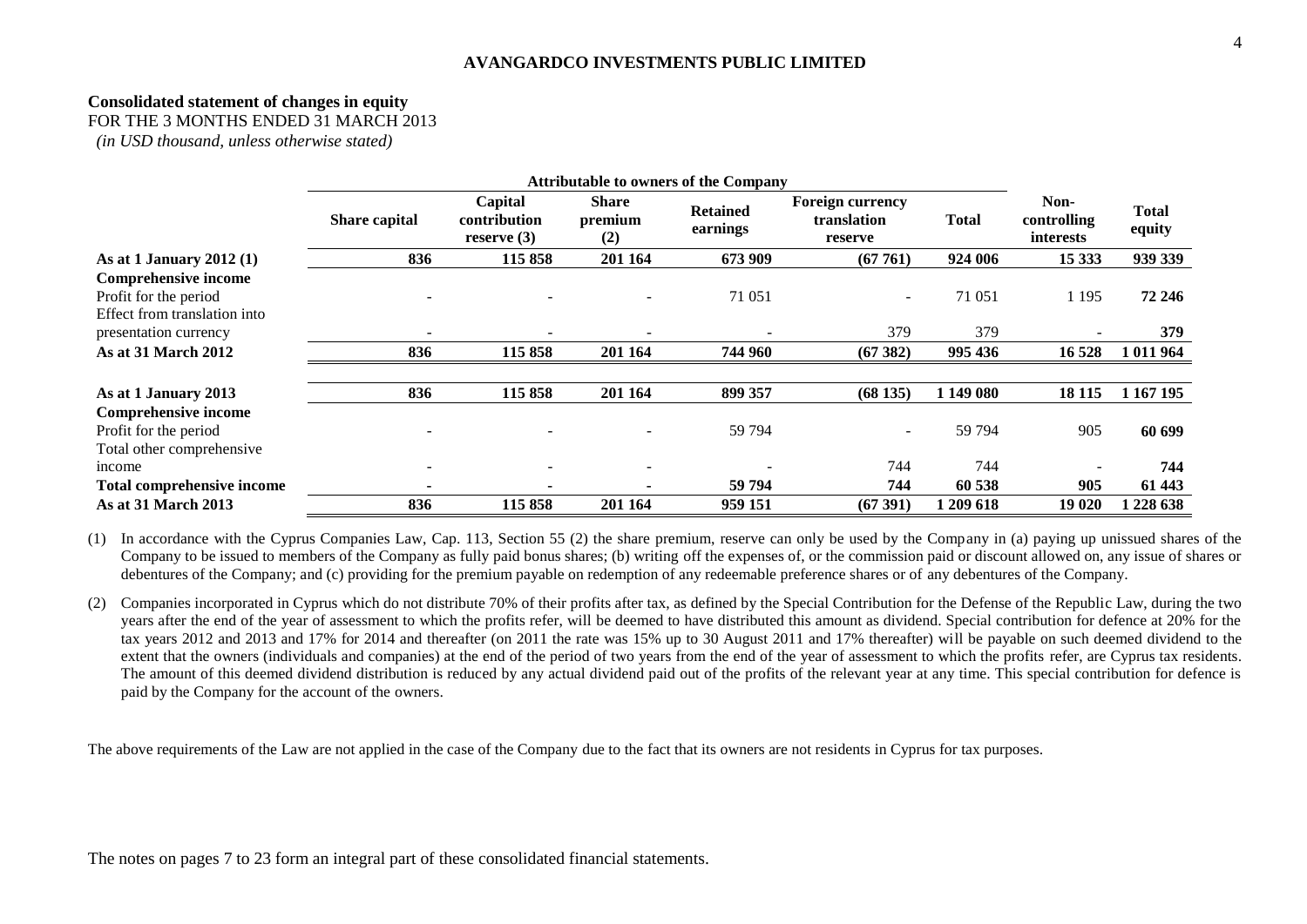**AVANGARDCO INVESTMENTS PUBLIC LIMITED**

**Consolidated statement of changes in equity**

FOR THE 3 MONTHS ENDED 31 MARCH 2013

*(in USD thousand, unless otherwise stated)*

| | Attributable to owners of the Company | | | | | | | |
|---|---|---|---|---|---|---|---|---|
| | **Share capital** | **Capital contribution reserve (3)** | **Share premium (2)** | **Retained earnings** | **Foreign currency translation reserve** | **Total** | **Non-controlling interests** | **Total equity** |
| **As at 1 January 2012 (1)** | **836** | **115 858** | **201 164** | **673 909** | **(67 761)** | **924 006** | **15 333** | **939 339** |
| **Comprehensive income** | | | | | | | | |
| Profit for the period | - | - | - | 71 051 | - | 71 051 | 1 195 | **72 246** |
| Effect from translation into presentation currency | - | - | - | - | 379 | 379 | - | **379** |
| **As at 31 March 2012** | **836** | **115 858** | **201 164** | **744 960** | **(67 382)** | **995 436** | **16 528** | **1 011 964** |
| | | | | | | | | |
| **As at 1 January 2013** | **836** | **115 858** | **201 164** | **899 357** | **(68 135)** | **1 149 080** | **18 115** | **1 167 195** |
| **Comprehensive income** | | | | | | | | |
| Profit for the period | - | - | - | 59 794 | - | 59 794 | 905 | **60 699** |
| Total other comprehensive income | - | - | - | - | 744 | 744 | - | **744** |
| **Total comprehensive income** | **-** | **-** | **-** | **59 794** | **744** | **60 538** | **905** | **61 443** |
| **As at 31 March 2013** | **836** | **115 858** | **201 164** | **959 151** | **(67 391)** | **1 209 618** | **19 020** | **1 228 638** |

(1) In accordance with the Cyprus Companies Law, Cap. 113, Section 55 (2) the share premium, reserve can only be used by the Company in (a) paying up unissued shares of the Company to be issued to members of the Company as fully paid bonus shares; (b) writing off the expenses of, or the commission paid or discount allowed on, any issue of shares or debentures of the Company; and (c) providing for the premium payable on redemption of any redeemable preference shares or of any debentures of the Company.

(2) Companies incorporated in Cyprus which do not distribute 70% of their profits after tax, as defined by the Special Contribution for the Defense of the Republic Law, during the two years after the end of the year of assessment to which the profits refer, will be deemed to have distributed this amount as dividend. Special contribution for defence at 20% for the tax years 2012 and 2013 and 17% for 2014 and thereafter (on 2011 the rate was 15% up to 30 August 2011 and 17% thereafter) will be payable on such deemed dividend to the extent that the owners (individuals and companies) at the end of the period of two years from the end of the year of assessment to which the profits refer, are Cyprus tax residents. The amount of this deemed dividend distribution is reduced by any actual dividend paid out of the profits of the relevant year at any time. This special contribution for defence is paid by the Company for the account of the owners.

The above requirements of the Law are not applied in the case of the Company due to the fact that its owners are not residents in Cyprus for tax purposes.

The notes on pages 7 to 23 form an integral part of these consolidated financial statements.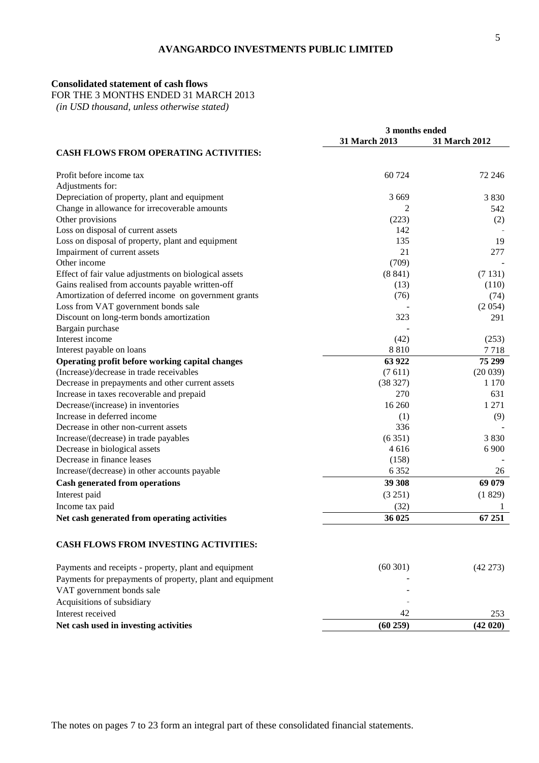**AVANGARDCO INVESTMENTS PUBLIC LIMITED**

**Consolidated statement of cash flows**

FOR THE 3 MONTHS ENDED 31 MARCH 2013

*(in USD thousand, unless otherwise stated)*

| | 3 months ended | |
|---|---|---|
| | **31 March 2013** | **31 March 2012** |
| **CASH FLOWS FROM OPERATING ACTIVITIES:** | | |
| Profit before income tax | 60 724 | 72 246 |
| Adjustments for: | | |
| Depreciation of property, plant and equipment | 3 669 | 3 830 |
| Change in allowance for irrecoverable amounts | 2 | 542 |
| Other provisions | (223) | (2) |
| Loss on disposal of current assets | 142 | - |
| Loss on disposal of property, plant and equipment | 135 | 19 |
| Impairment of current assets | 21 | 277 |
| Other income | (709) | - |
| Effect of fair value adjustments on biological assets | (8 841) | (7 131) |
| Gains realised from accounts payable written-off | (13) | (110) |
| Amortization of deferred income on government grants | (76) | (74) |
| Loss from VAT government bonds sale | - | (2 054) |
| Discount on long-term bonds amortization | 323 | 291 |
| Bargain purchase | - | |
| Interest income | (42) | (253) |
| Interest payable on loans | 8 810 | 7 718 |
| **Operating profit before working capital changes** | **63 922** | **75 299** |
| (Increase)/decrease in trade receivables | (7 611) | (20 039) |
| Decrease in prepayments and other current assets | (38 327) | 1 170 |
| Increase in taxes recoverable and prepaid | 270 | 631 |
| Decrease/(increase) in inventories | 16 260 | 1 271 |
| Increase in deferred income | (1) | (9) |
| Decrease in other non-current assets | 336 | - |
| Increase/(decrease) in trade payables | (6 351) | 3 830 |
| Decrease in biological assets | 4 616 | 6 900 |
| Decrease in finance leases | (158) | - |
| Increase/(decrease) in other accounts payable | 6 352 | 26 |
| **Cash generated from operations** | **39 308** | **69 079** |
| Interest paid | (3 251) | (1 829) |
| Income tax paid | (32) | 1 |
| **Net cash generated from operating activities** | **36 025** | **67 251** |
| | | |
| **CASH FLOWS FROM INVESTING ACTIVITIES:** | | |
| Payments and receipts - property, plant and equipment | (60 301) | (42 273) |
| Payments for prepayments of property, plant and equipment | - | |
| VAT government bonds sale | - | |
| Acquisitions of subsidiary | - | |
| Interest received | 42 | 253 |
| **Net cash used in investing activities** | **(60 259)** | **(42 020)** |

The notes on pages 7 to 23 form an integral part of these consolidated financial statements.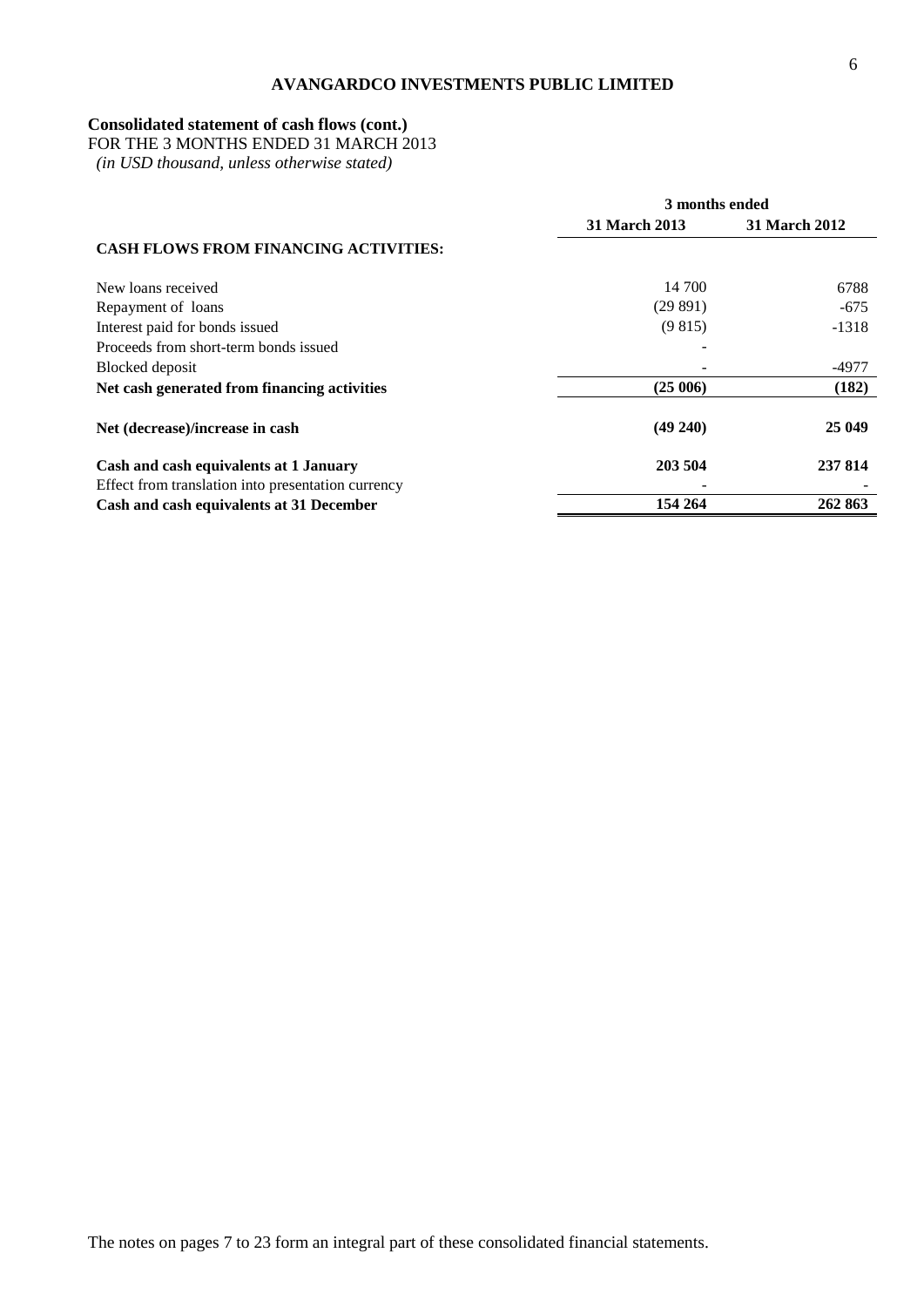**AVANGARDCO INVESTMENTS PUBLIC LIMITED**

**Consolidated statement of cash flows (cont.)**
FOR THE 3 MONTHS ENDED 31 MARCH 2013
*(in USD thousand, unless otherwise stated)*

| | 3 months ended | |
|---|---|---|
| | **31 March 2013** | **31 March 2012** |
| **CASH FLOWS FROM FINANCING ACTIVITIES:** | | |
| New loans received | 14 700 | 6788 |
| Repayment of loans | (29 891) | -675 |
| Interest paid for bonds issued | (9 815) | -1318 |
| Proceeds from short-term bonds issued | - | |
| Blocked deposit | - | -4977 |
| **Net cash generated from financing activities** | **(25 006)** | **(182)** |
| **Net (decrease)/increase in cash** | **(49 240)** | **25 049** |
| **Cash and cash equivalents at 1 January** | **203 504** | **237 814** |
| Effect from translation into presentation currency | - | - |
| **Cash and cash equivalents at 31 December** | **154 264** | **262 863** |

The notes on pages 7 to 23 form an integral part of these consolidated financial statements.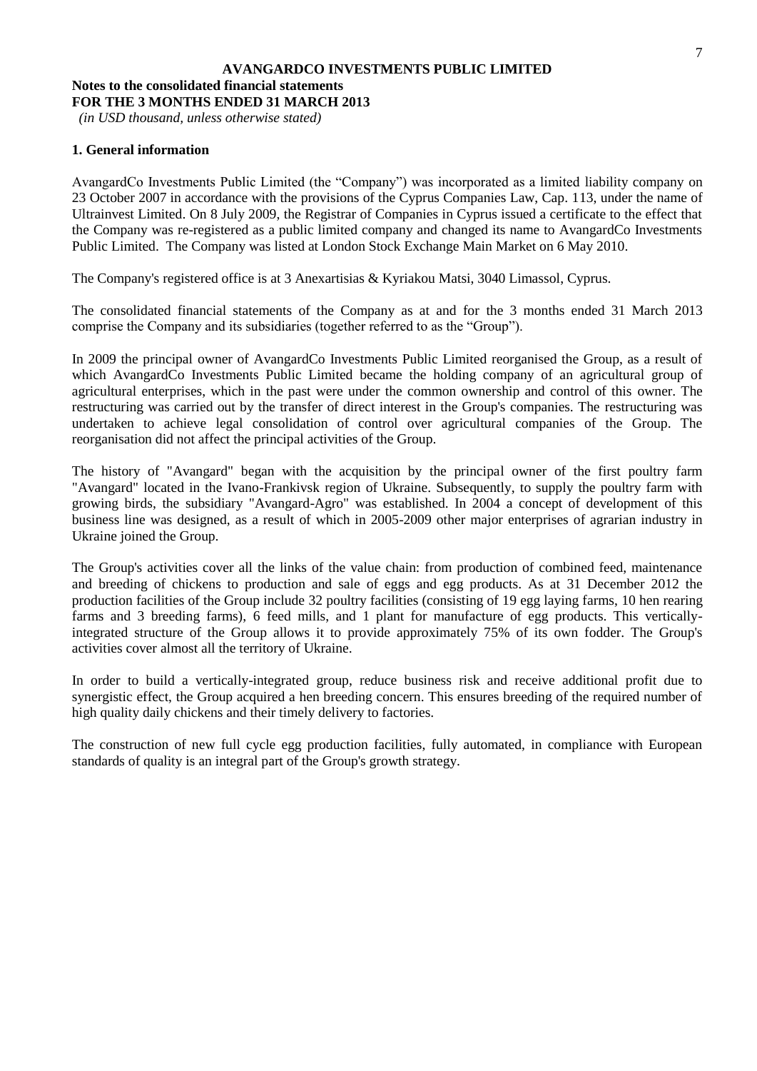**AVANGARDCO INVESTMENTS PUBLIC LIMITED**

**Notes to the consolidated financial statements**
**FOR THE 3 MONTHS ENDED 31 MARCH 2013**
*(in USD thousand, unless otherwise stated)*

## 1. General information

AvangardCo Investments Public Limited (the "Company") was incorporated as a limited liability company on 23 October 2007 in accordance with the provisions of the Cyprus Companies Law, Cap. 113, under the name of Ultrainvest Limited. On 8 July 2009, the Registrar of Companies in Cyprus issued a certificate to the effect that the Company was re-registered as a public limited company and changed its name to AvangardCo Investments Public Limited. The Company was listed at London Stock Exchange Main Market on 6 May 2010.

The Company's registered office is at 3 Anexartisias & Kyriakou Matsi, 3040 Limassol, Cyprus.

The consolidated financial statements of the Company as at and for the 3 months ended 31 March 2013 comprise the Company and its subsidiaries (together referred to as the "Group").

In 2009 the principal owner of AvangardCo Investments Public Limited reorganised the Group, as a result of which AvangardCo Investments Public Limited became the holding company of an agricultural group of agricultural enterprises, which in the past were under the common ownership and control of this owner. The restructuring was carried out by the transfer of direct interest in the Group's companies. The restructuring was undertaken to achieve legal consolidation of control over agricultural companies of the Group. The reorganisation did not affect the principal activities of the Group.

The history of "Avangard" began with the acquisition by the principal owner of the first poultry farm "Avangard" located in the Ivano-Frankivsk region of Ukraine. Subsequently, to supply the poultry farm with growing birds, the subsidiary "Avangard-Agro" was established. In 2004 a concept of development of this business line was designed, as a result of which in 2005-2009 other major enterprises of agrarian industry in Ukraine joined the Group.

The Group's activities cover all the links of the value chain: from production of combined feed, maintenance and breeding of chickens to production and sale of eggs and egg products. As at 31 December 2012 the production facilities of the Group include 32 poultry facilities (consisting of 19 egg laying farms, 10 hen rearing farms and 3 breeding farms), 6 feed mills, and 1 plant for manufacture of egg products. This vertically-integrated structure of the Group allows it to provide approximately 75% of its own fodder. The Group's activities cover almost all the territory of Ukraine.

In order to build a vertically-integrated group, reduce business risk and receive additional profit due to synergistic effect, the Group acquired a hen breeding concern. This ensures breeding of the required number of high quality daily chickens and their timely delivery to factories.

The construction of new full cycle egg production facilities, fully automated, in compliance with European standards of quality is an integral part of the Group's growth strategy.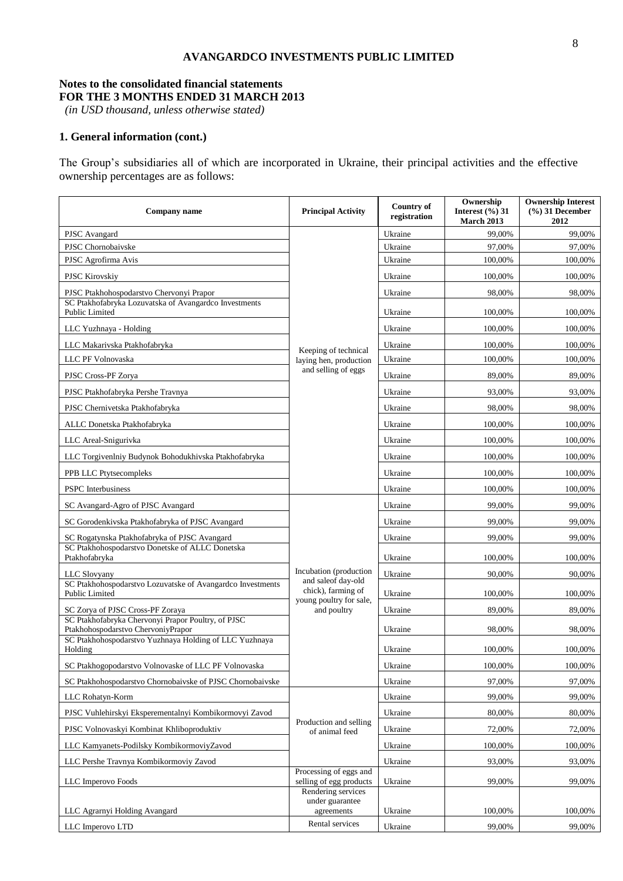**AVANGARDCO INVESTMENTS PUBLIC LIMITED**

**Notes to the consolidated financial statements**
**FOR THE 3 MONTHS ENDED 31 MARCH 2013**
*(in USD thousand, unless otherwise stated)*

## 1. General information (cont.)

The Group's subsidiaries all of which are incorporated in Ukraine, their principal activities and the effective ownership percentages are as follows:

| Company name | Principal Activity | Country of registration | Ownership Interest (%) 31 March 2013 | Ownership Interest (%) 31 December 2012 |
|---|---|---|---|---|
| PJSC Avangard | Keeping of technical laying hen, production and selling of eggs | Ukraine | 99,00% | 99,00% |
| PJSC Chornobaivske | | Ukraine | 97,00% | 97,00% |
| PJSC Agrofirma Avis | | Ukraine | 100,00% | 100,00% |
| PJSC Kirovskiy | | Ukraine | 100,00% | 100,00% |
| PJSC Ptakhohospodarstvo Chervonyi Prapor | | Ukraine | 98,00% | 98,00% |
| SC Ptakhofabryka Lozuvatska of Avangardco Investments Public Limited | | Ukraine | 100,00% | 100,00% |
| LLC Yuzhnaya - Holding | | Ukraine | 100,00% | 100,00% |
| LLC Makarivska Ptakhofabryka | | Ukraine | 100,00% | 100,00% |
| LLC PF Volnovaska | | Ukraine | 100,00% | 100,00% |
| PJSC Cross-PF Zorya | | Ukraine | 89,00% | 89,00% |
| PJSC Ptakhofabryka Pershe Travnya | | Ukraine | 93,00% | 93,00% |
| PJSC Chernivetska Ptakhofabryka | | Ukraine | 98,00% | 98,00% |
| ALLC Donetska Ptakhofabryka | | Ukraine | 100,00% | 100,00% |
| LLC Areal-Snigurivka | | Ukraine | 100,00% | 100,00% |
| LLC Torgivenlniy Budynok Bohodukhivska Ptakhofabryka | | Ukraine | 100,00% | 100,00% |
| PPB LLC Ptytsecompleks | | Ukraine | 100,00% | 100,00% |
| PSPC Interbusiness | | Ukraine | 100,00% | 100,00% |
| SC Avangard-Agro of PJSC Avangard | Incubation (production and saleof day-old chick), farming of young poultry for sale, and poultry | Ukraine | 99,00% | 99,00% |
| SC Gorodenkivska Ptakhofabryka of PJSC Avangard | | Ukraine | 99,00% | 99,00% |
| SC Rogatynska Ptakhofabryka of PJSC Avangard | | Ukraine | 99,00% | 99,00% |
| SC Ptakhohospodarstvo Donetske of ALLC Donetska Ptakhofabryka | | Ukraine | 100,00% | 100,00% |
| LLC Slovyany | | Ukraine | 90,00% | 90,00% |
| SC Ptakhohospodarstvo Lozuvatske of Avangardco Investments Public Limited | | Ukraine | 100,00% | 100,00% |
| SC Zorya of PJSC Cross-PF Zoraya | | Ukraine | 89,00% | 89,00% |
| SC Ptakhofabryka Chervonyi Prapor Poultry, of PJSC Ptakhohospodarstvo ChervoniyPrapor | | Ukraine | 98,00% | 98,00% |
| SC Ptakhohospodarstvo Yuzhnaya Holding of LLC Yuzhnaya Holding | | Ukraine | 100,00% | 100,00% |
| SC Ptakhogopodarstvo Volnovaske of LLC PF Volnovaska | | Ukraine | 100,00% | 100,00% |
| SC Ptakhohospodarstvo Chornobaivske of PJSC Chornobaivske | | Ukraine | 97,00% | 97,00% |
| LLC Rohatyn-Korm | Production and selling of animal feed | Ukraine | 99,00% | 99,00% |
| PJSC Vuhlehirskyi Eksperementalnyi Kombikormovyi Zavod | | Ukraine | 80,00% | 80,00% |
| PJSC Volnovaskyi Kombinat Khliboproduktiv | | Ukraine | 72,00% | 72,00% |
| LLC Kamyanets-Podilsky KombikormoviyZavod | | Ukraine | 100,00% | 100,00% |
| LLC Pershe Travnya Kombikormoviy Zavod | | Ukraine | 93,00% | 93,00% |
| LLC Imperovo Foods | Processing of eggs and selling of egg products | Ukraine | 99,00% | 99,00% |
| LLC Agrarnyi Holding Avangard | Rendering services under guarantee agreements | Ukraine | 100,00% | 100,00% |
| LLC Imperovo LTD | Rental services | Ukraine | 99,00% | 99,00% |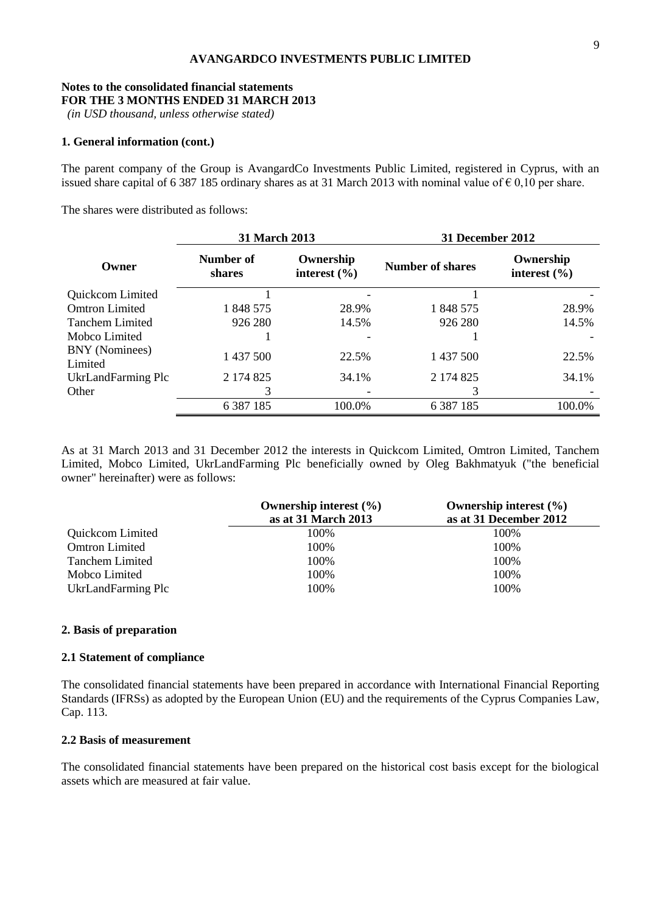**AVANGARDCO INVESTMENTS PUBLIC LIMITED**

**Notes to the consolidated financial statements**
**FOR THE 3 MONTHS ENDED 31 MARCH 2013**
*(in USD thousand, unless otherwise stated)*

### 1. General information (cont.)

The parent company of the Group is AvangardCo Investments Public Limited, registered in Cyprus, with an issued share capital of 6 387 185 ordinary shares as at 31 March 2013 with nominal value of € 0,10 per share.

The shares were distributed as follows:

| | 31 March 2013 | | 31 December 2012 | |
|---|---|---|---|---|
| **Owner** | **Number of shares** | **Ownership interest (%)** | **Number of shares** | **Ownership interest (%)** |
| Quickcom Limited | 1 | - | 1 | - |
| Omtron Limited | 1 848 575 | 28.9% | 1 848 575 | 28.9% |
| Tanchem Limited | 926 280 | 14.5% | 926 280 | 14.5% |
| Mobco Limited | 1 | - | 1 | - |
| BNY (Nominees) Limited | 1 437 500 | 22.5% | 1 437 500 | 22.5% |
| UkrLandFarming Plc | 2 174 825 | 34.1% | 2 174 825 | 34.1% |
| Other | 3 | - | 3 | - |
| | 6 387 185 | 100.0% | 6 387 185 | 100.0% |

As at 31 March 2013 and 31 December 2012 the interests in Quickcom Limited, Omtron Limited, Tanchem Limited, Mobco Limited, UkrLandFarming Plc beneficially owned by Oleg Bakhmatyuk ("the beneficial owner" hereinafter) were as follows:

| | Ownership interest (%) as at 31 March 2013 | Ownership interest (%) as at 31 December 2012 |
|---|---|---|
| Quickcom Limited | 100% | 100% |
| Omtron Limited | 100% | 100% |
| Tanchem Limited | 100% | 100% |
| Mobco Limited | 100% | 100% |
| UkrLandFarming Plc | 100% | 100% |

### 2. Basis of preparation

#### 2.1 Statement of compliance

The consolidated financial statements have been prepared in accordance with International Financial Reporting Standards (IFRSs) as adopted by the European Union (EU) and the requirements of the Cyprus Companies Law, Cap. 113.

#### 2.2 Basis of measurement

The consolidated financial statements have been prepared on the historical cost basis except for the biological assets which are measured at fair value.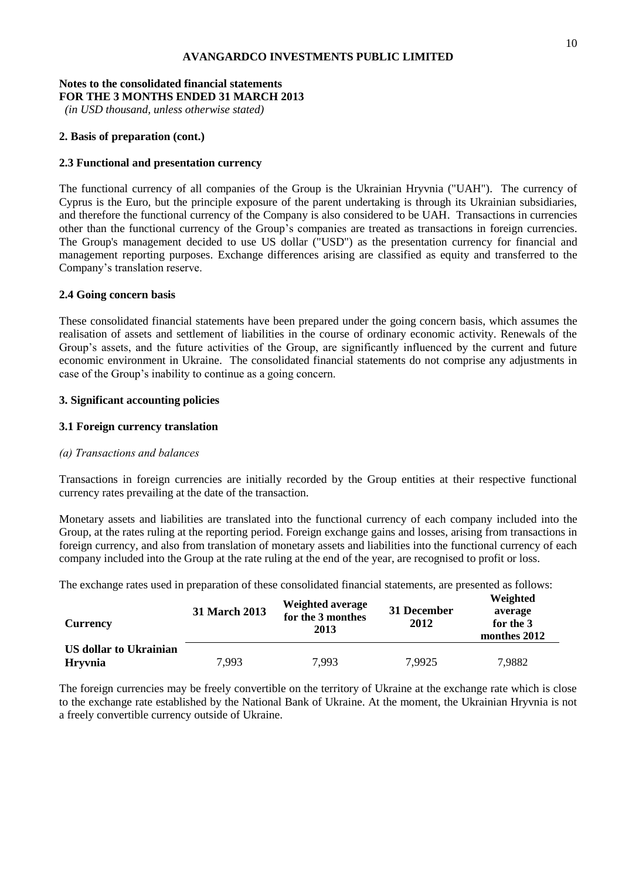**AVANGARDCO INVESTMENTS PUBLIC LIMITED**

**Notes to the consolidated financial statements**
**FOR THE 3 MONTHS ENDED 31 MARCH 2013**
*(in USD thousand, unless otherwise stated)*

## 2. Basis of preparation (cont.)

### 2.3 Functional and presentation currency

The functional currency of all companies of the Group is the Ukrainian Hryvnia ("UAH"). The currency of Cyprus is the Euro, but the principle exposure of the parent undertaking is through its Ukrainian subsidiaries, and therefore the functional currency of the Company is also considered to be UAH. Transactions in currencies other than the functional currency of the Group's companies are treated as transactions in foreign currencies. The Group's management decided to use US dollar ("USD") as the presentation currency for financial and management reporting purposes. Exchange differences arising are classified as equity and transferred to the Company's translation reserve.

### 2.4 Going concern basis

These consolidated financial statements have been prepared under the going concern basis, which assumes the realisation of assets and settlement of liabilities in the course of ordinary economic activity. Renewals of the Group's assets, and the future activities of the Group, are significantly influenced by the current and future economic environment in Ukraine. The consolidated financial statements do not comprise any adjustments in case of the Group's inability to continue as a going concern.

## 3. Significant accounting policies

### 3.1 Foreign currency translation

*(a) Transactions and balances*

Transactions in foreign currencies are initially recorded by the Group entities at their respective functional currency rates prevailing at the date of the transaction.

Monetary assets and liabilities are translated into the functional currency of each company included into the Group, at the rates ruling at the reporting period. Foreign exchange gains and losses, arising from transactions in foreign currency, and also from translation of monetary assets and liabilities into the functional currency of each company included into the Group at the rate ruling at the end of the year, are recognised to profit or loss.

The exchange rates used in preparation of these consolidated financial statements, are presented as follows:

| Currency | 31 March 2013 | Weighted average for the 3 monthes 2013 | 31 December 2012 | Weighted average for the 3 monthes 2012 |
|---|---|---|---|---|
| **US dollar to Ukrainian Hryvnia** | 7,993 | 7,993 | 7,9925 | 7,9882 |

The foreign currencies may be freely convertible on the territory of Ukraine at the exchange rate which is close to the exchange rate established by the National Bank of Ukraine. At the moment, the Ukrainian Hryvnia is not a freely convertible currency outside of Ukraine.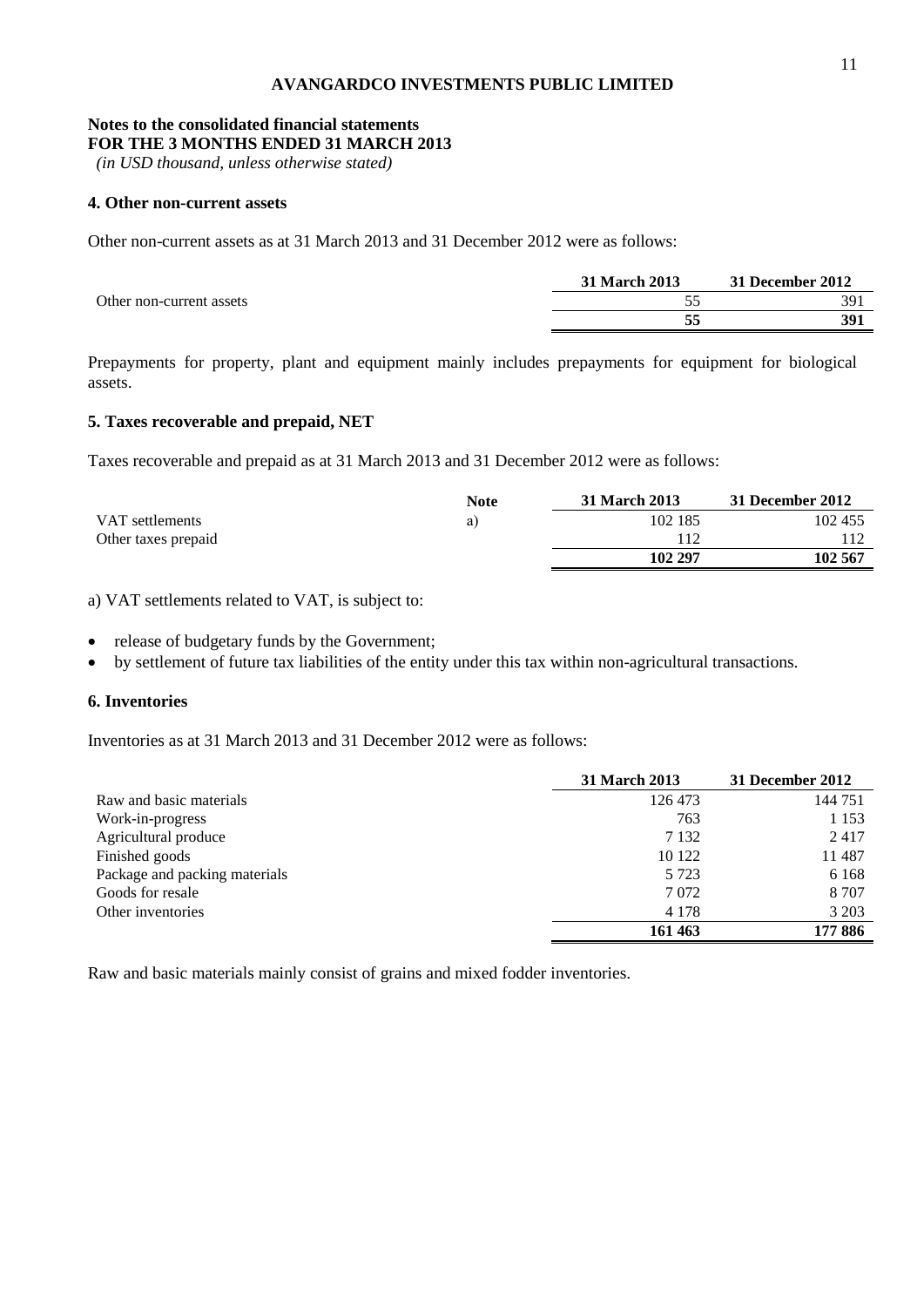**AVANGARDCO INVESTMENTS PUBLIC LIMITED**

**Notes to the consolidated financial statements**
**FOR THE 3 MONTHS ENDED 31 MARCH 2013**
*(in USD thousand, unless otherwise stated)*

## 4. Other non-current assets

Other non-current assets as at 31 March 2013 and 31 December 2012 were as follows:

| | 31 March 2013 | 31 December 2012 |
|---|---|---|
| Other non-current assets | 55 | 391 |
| | **55** | **391** |

Prepayments for property, plant and equipment mainly includes prepayments for equipment for biological assets.

## 5. Taxes recoverable and prepaid, NET

Taxes recoverable and prepaid as at 31 March 2013 and 31 December 2012 were as follows:

| | Note | 31 March 2013 | 31 December 2012 |
|---|---|---|---|
| VAT settlements | a) | 102 185 | 102 455 |
| Other taxes prepaid | | 112 | 112 |
| | | **102 297** | **102 567** |

a) VAT settlements related to VAT, is subject to:

- release of budgetary funds by the Government;
- by settlement of future tax liabilities of the entity under this tax within non-agricultural transactions.

## 6. Inventories

Inventories as at 31 March 2013 and 31 December 2012 were as follows:

| | 31 March 2013 | 31 December 2012 |
|---|---|---|
| Raw and basic materials | 126 473 | 144 751 |
| Work-in-progress | 763 | 1 153 |
| Agricultural produce | 7 132 | 2 417 |
| Finished goods | 10 122 | 11 487 |
| Package and packing materials | 5 723 | 6 168 |
| Goods for resale | 7 072 | 8 707 |
| Other inventories | 4 178 | 3 203 |
| | **161 463** | **177 886** |

Raw and basic materials mainly consist of grains and mixed fodder inventories.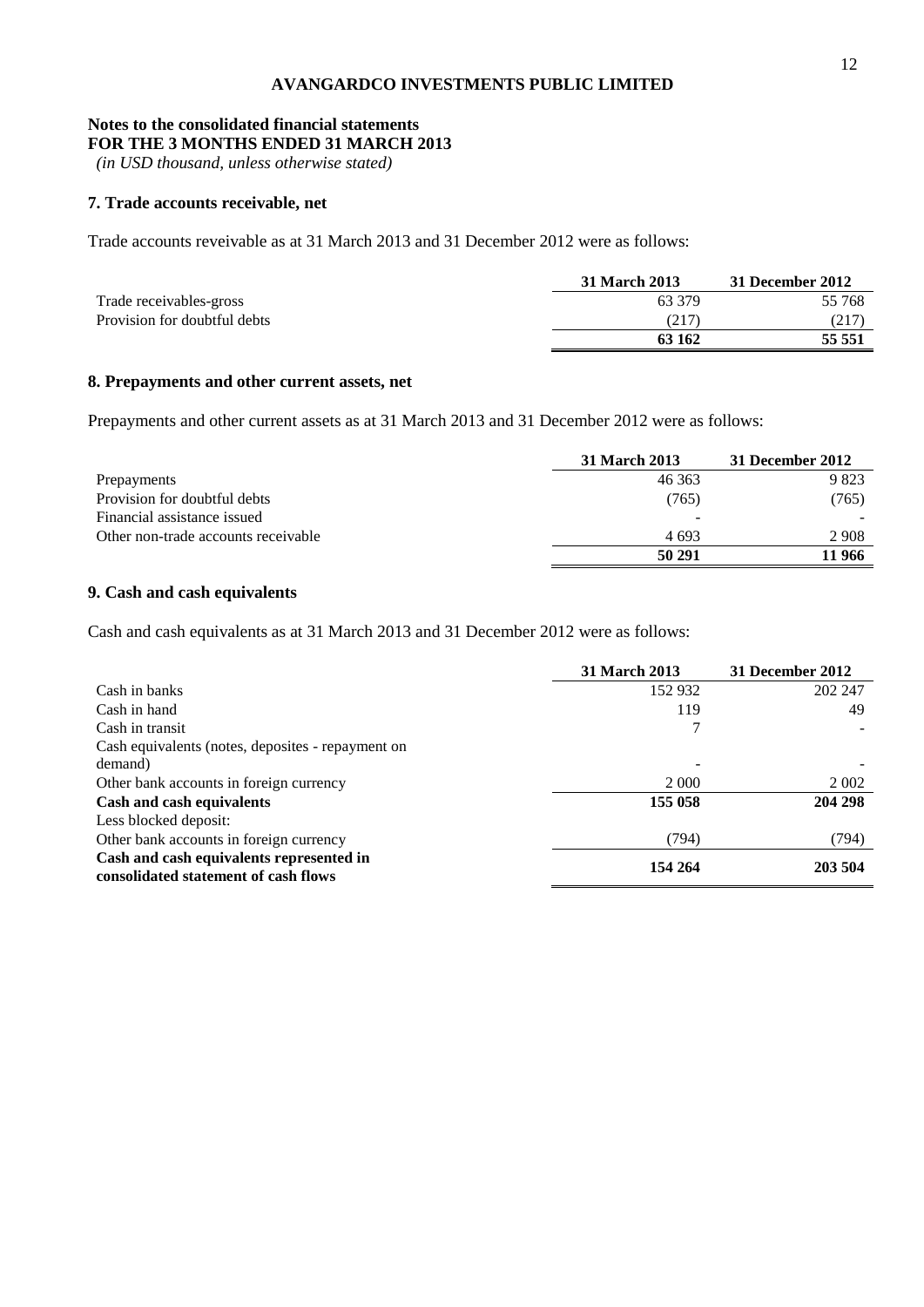**AVANGARDCO INVESTMENTS PUBLIC LIMITED**

**Notes to the consolidated financial statements**
**FOR THE 3 MONTHS ENDED 31 MARCH 2013**
*(in USD thousand, unless otherwise stated)*

### 7. Trade accounts receivable, net

Trade accounts reveivable as at 31 March 2013 and 31 December 2012 were as follows:

| | 31 March 2013 | 31 December 2012 |
|---|---|---|
| Trade receivables-gross | 63 379 | 55 768 |
| Provision for doubtful debts | (217) | (217) |
| | **63 162** | **55 551** |

### 8. Prepayments and other current assets, net

Prepayments and other current assets as at 31 March 2013 and 31 December 2012 were as follows:

| | 31 March 2013 | 31 December 2012 |
|---|---|---|
| Prepayments | 46 363 | 9 823 |
| Provision for doubtful debts | (765) | (765) |
| Financial assistance issued | - | - |
| Other non-trade accounts receivable | 4 693 | 2 908 |
| | **50 291** | **11 966** |

### 9. Cash and cash equivalents

Cash and cash equivalents as at 31 March 2013 and 31 December 2012 were as follows:

| | 31 March 2013 | 31 December 2012 |
|---|---|---|
| Cash in banks | 152 932 | 202 247 |
| Cash in hand | 119 | 49 |
| Cash in transit | 7 | - |
| Cash equivalents (notes, deposites - repayment on demand) | - | - |
| Other bank accounts in foreign currency | 2 000 | 2 002 |
| **Cash and cash equivalents** | **155 058** | **204 298** |
| Less blocked deposit: | | |
| Other bank accounts in foreign currency | (794) | (794) |
| **Cash and cash equivalents represented in consolidated statement of cash flows** | **154 264** | **203 504** |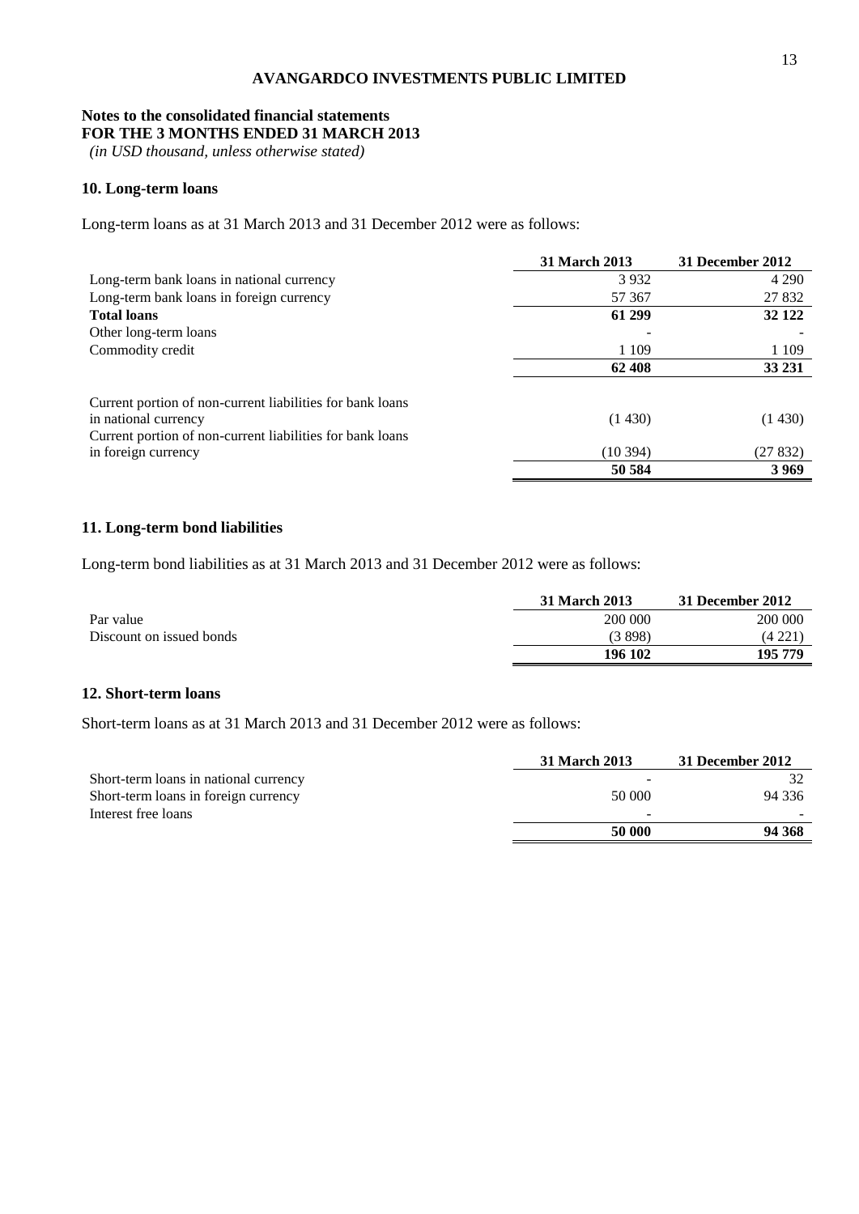**AVANGARDCO INVESTMENTS PUBLIC LIMITED**

**Notes to the consolidated financial statements**
**FOR THE 3 MONTHS ENDED 31 MARCH 2013**
*(in USD thousand, unless otherwise stated)*

## 10. Long-term loans

Long-term loans as at 31 March 2013 and 31 December 2012 were as follows:

| | 31 March 2013 | 31 December 2012 |
|---|---|---|
| Long-term bank loans in national currency | 3 932 | 4 290 |
| Long-term bank loans in foreign currency | 57 367 | 27 832 |
| **Total loans** | **61 299** | **32 122** |
| Other long-term loans | - | - |
| Commodity credit | 1 109 | 1 109 |
| | **62 408** | **33 231** |
| Current portion of non-current liabilities for bank loans in national currency | (1 430) | (1 430) |
| Current portion of non-current liabilities for bank loans in foreign currency | (10 394) | (27 832) |
| | **50 584** | **3 969** |

## 11. Long-term bond liabilities

Long-term bond liabilities as at 31 March 2013 and 31 December 2012 were as follows:

| | 31 March 2013 | 31 December 2012 |
|---|---|---|
| Par value | 200 000 | 200 000 |
| Discount on issued bonds | (3 898) | (4 221) |
| | **196 102** | **195 779** |

## 12. Short-term loans

Short-term loans as at 31 March 2013 and 31 December 2012 were as follows:

| | 31 March 2013 | 31 December 2012 |
|---|---|---|
| Short-term loans in national currency | - | 32 |
| Short-term loans in foreign currency | 50 000 | 94 336 |
| Interest free loans | - | - |
| | **50 000** | **94 368** |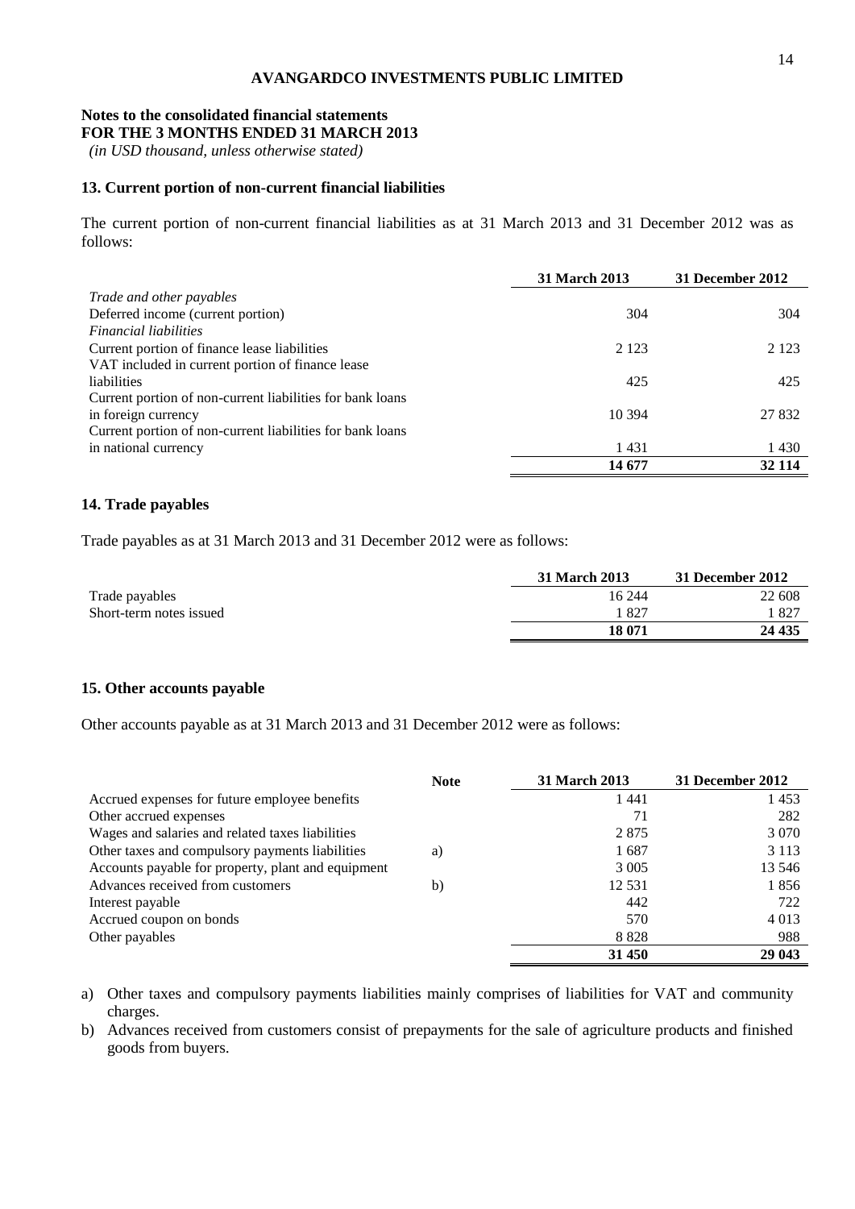**AVANGARDCO INVESTMENTS PUBLIC LIMITED**

**Notes to the consolidated financial statements**
**FOR THE 3 MONTHS ENDED 31 MARCH 2013**
*(in USD thousand, unless otherwise stated)*

## 13. Current portion of non-current financial liabilities

The current portion of non-current financial liabilities as at 31 March 2013 and 31 December 2012 was as follows:

| | 31 March 2013 | 31 December 2012 |
|---|---|---|
| *Trade and other payables* | | |
| Deferred income (current portion) | 304 | 304 |
| *Financial liabilities* | | |
| Current portion of finance lease liabilities | 2 123 | 2 123 |
| VAT included in current portion of finance lease liabilities | 425 | 425 |
| Current portion of non-current liabilities for bank loans in foreign currency | 10 394 | 27 832 |
| Current portion of non-current liabilities for bank loans in national currency | 1 431 | 1 430 |
| | **14 677** | **32 114** |

## 14. Trade payables

Trade payables as at 31 March 2013 and 31 December 2012 were as follows:

| | 31 March 2013 | 31 December 2012 |
|---|---|---|
| Trade payables | 16 244 | 22 608 |
| Short-term notes issued | 1 827 | 1 827 |
| | **18 071** | **24 435** |

## 15. Other accounts payable

Other accounts payable as at 31 March 2013 and 31 December 2012 were as follows:

| | Note | 31 March 2013 | 31 December 2012 |
|---|---|---|---|
| Accrued expenses for future employee benefits | | 1 441 | 1 453 |
| Other accrued expenses | | 71 | 282 |
| Wages and salaries and related taxes liabilities | | 2 875 | 3 070 |
| Other taxes and compulsory payments liabilities | a) | 1 687 | 3 113 |
| Accounts payable for property, plant and equipment | | 3 005 | 13 546 |
| Advances received from customers | b) | 12 531 | 1 856 |
| Interest payable | | 442 | 722 |
| Accrued coupon on bonds | | 570 | 4 013 |
| Other payables | | 8 828 | 988 |
| | | **31 450** | **29 043** |

a) Other taxes and compulsory payments liabilities mainly comprises of liabilities for VAT and community charges.

b) Advances received from customers consist of prepayments for the sale of agriculture products and finished goods from buyers.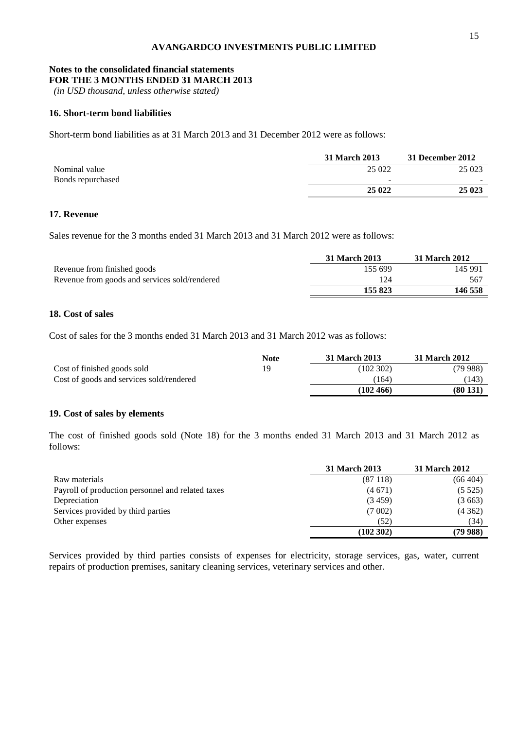**AVANGARDCO INVESTMENTS PUBLIC LIMITED**

**Notes to the consolidated financial statements**
**FOR THE 3 MONTHS ENDED 31 MARCH 2013**
*(in USD thousand, unless otherwise stated)*

### 16. Short-term bond liabilities

Short-term bond liabilities as at 31 March 2013 and 31 December 2012 were as follows:

| | 31 March 2013 | 31 December 2012 |
|---|---|---|
| Nominal value | 25 022 | 25 023 |
| Bonds repurchased | - | - |
| | **25 022** | **25 023** |

### 17. Revenue

Sales revenue for the 3 months ended 31 March 2013 and 31 March 2012 were as follows:

| | 31 March 2013 | 31 March 2012 |
|---|---|---|
| Revenue from finished goods | 155 699 | 145 991 |
| Revenue from goods and services sold/rendered | 124 | 567 |
| | **155 823** | **146 558** |

### 18. Cost of sales

Cost of sales for the 3 months ended 31 March 2013 and 31 March 2012 was as follows:

| | Note | 31 March 2013 | 31 March 2012 |
|---|---|---|---|
| Cost of finished goods sold | 19 | (102 302) | (79 988) |
| Cost of goods and services sold/rendered | | (164) | (143) |
| | | **(102 466)** | **(80 131)** |

### 19. Cost of sales by elements

The cost of finished goods sold (Note 18) for the 3 months ended 31 March 2013 and 31 March 2012 as follows:

| | 31 March 2013 | 31 March 2012 |
|---|---|---|
| Raw materials | (87 118) | (66 404) |
| Payroll of production personnel and related taxes | (4 671) | (5 525) |
| Depreciation | (3 459) | (3 663) |
| Services provided by third parties | (7 002) | (4 362) |
| Other expenses | (52) | (34) |
| | **(102 302)** | **(79 988)** |

Services provided by third parties consists of expenses for electricity, storage services, gas, water, current repairs of production premises, sanitary cleaning services, veterinary services and other.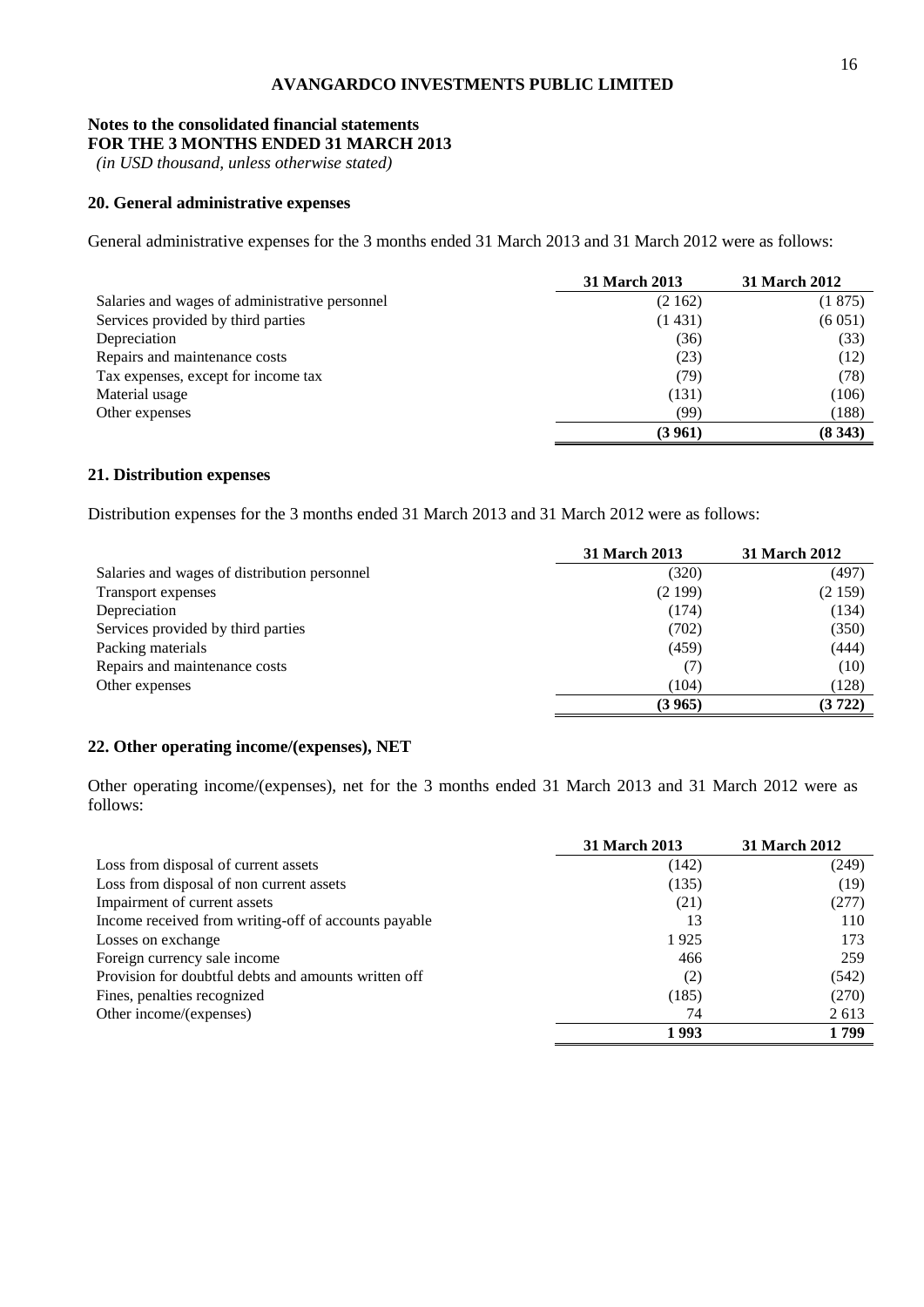**AVANGARDCO INVESTMENTS PUBLIC LIMITED**

**Notes to the consolidated financial statements**
**FOR THE 3 MONTHS ENDED 31 MARCH 2013**
*(in USD thousand, unless otherwise stated)*

## 20. General administrative expenses

General administrative expenses for the 3 months ended 31 March 2013 and 31 March 2012 were as follows:

| | 31 March 2013 | 31 March 2012 |
|---|---|---|
| Salaries and wages of administrative personnel | (2 162) | (1 875) |
| Services provided by third parties | (1 431) | (6 051) |
| Depreciation | (36) | (33) |
| Repairs and maintenance costs | (23) | (12) |
| Tax expenses, except for income tax | (79) | (78) |
| Material usage | (131) | (106) |
| Other expenses | (99) | (188) |
| | **(3 961)** | **(8 343)** |

## 21. Distribution expenses

Distribution expenses for the 3 months ended 31 March 2013 and 31 March 2012 were as follows:

| | 31 March 2013 | 31 March 2012 |
|---|---|---|
| Salaries and wages of distribution personnel | (320) | (497) |
| Transport expenses | (2 199) | (2 159) |
| Depreciation | (174) | (134) |
| Services provided by third parties | (702) | (350) |
| Packing materials | (459) | (444) |
| Repairs and maintenance costs | (7) | (10) |
| Other expenses | (104) | (128) |
| | **(3 965)** | **(3 722)** |

## 22. Other operating income/(expenses), NET

Other operating income/(expenses), net for the 3 months ended 31 March 2013 and 31 March 2012 were as follows:

| | 31 March 2013 | 31 March 2012 |
|---|---|---|
| Loss from disposal of current assets | (142) | (249) |
| Loss from disposal of non current assets | (135) | (19) |
| Impairment of current assets | (21) | (277) |
| Income received from writing-off of accounts payable | 13 | 110 |
| Losses on exchange | 1 925 | 173 |
| Foreign currency sale income | 466 | 259 |
| Provision for doubtful debts and amounts written off | (2) | (542) |
| Fines, penalties recognized | (185) | (270) |
| Other income/(expenses) | 74 | 2 613 |
| | **1 993** | **1 799** |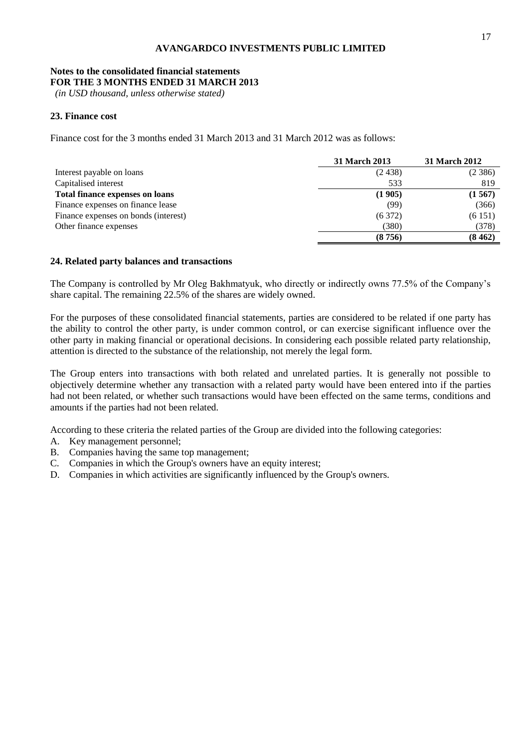**AVANGARDCO INVESTMENTS PUBLIC LIMITED**

**Notes to the consolidated financial statements**
**FOR THE 3 MONTHS ENDED 31 MARCH 2013**
*(in USD thousand, unless otherwise stated)*

## 23. Finance cost

Finance cost for the 3 months ended 31 March 2013 and 31 March 2012 was as follows:

| | 31 March 2013 | 31 March 2012 |
|---|---|---|
| Interest payable on loans | (2 438) | (2 386) |
| Capitalised interest | 533 | 819 |
| **Total finance expenses on loans** | **(1 905)** | **(1 567)** |
| Finance expenses on finance lease | (99) | (366) |
| Finance expenses on bonds (interest) | (6 372) | (6 151) |
| Other finance expenses | (380) | (378) |
| | **(8 756)** | **(8 462)** |

## 24. Related party balances and transactions

The Company is controlled by Mr Oleg Bakhmatyuk, who directly or indirectly owns 77.5% of the Company's share capital. The remaining 22.5% of the shares are widely owned.

For the purposes of these consolidated financial statements, parties are considered to be related if one party has the ability to control the other party, is under common control, or can exercise significant influence over the other party in making financial or operational decisions. In considering each possible related party relationship, attention is directed to the substance of the relationship, not merely the legal form.

The Group enters into transactions with both related and unrelated parties. It is generally not possible to objectively determine whether any transaction with a related party would have been entered into if the parties had not been related, or whether such transactions would have been effected on the same terms, conditions and amounts if the parties had not been related.

According to these criteria the related parties of the Group are divided into the following categories:

A. Key management personnel;
B. Companies having the same top management;
C. Companies in which the Group's owners have an equity interest;
D. Companies in which activities are significantly influenced by the Group's owners.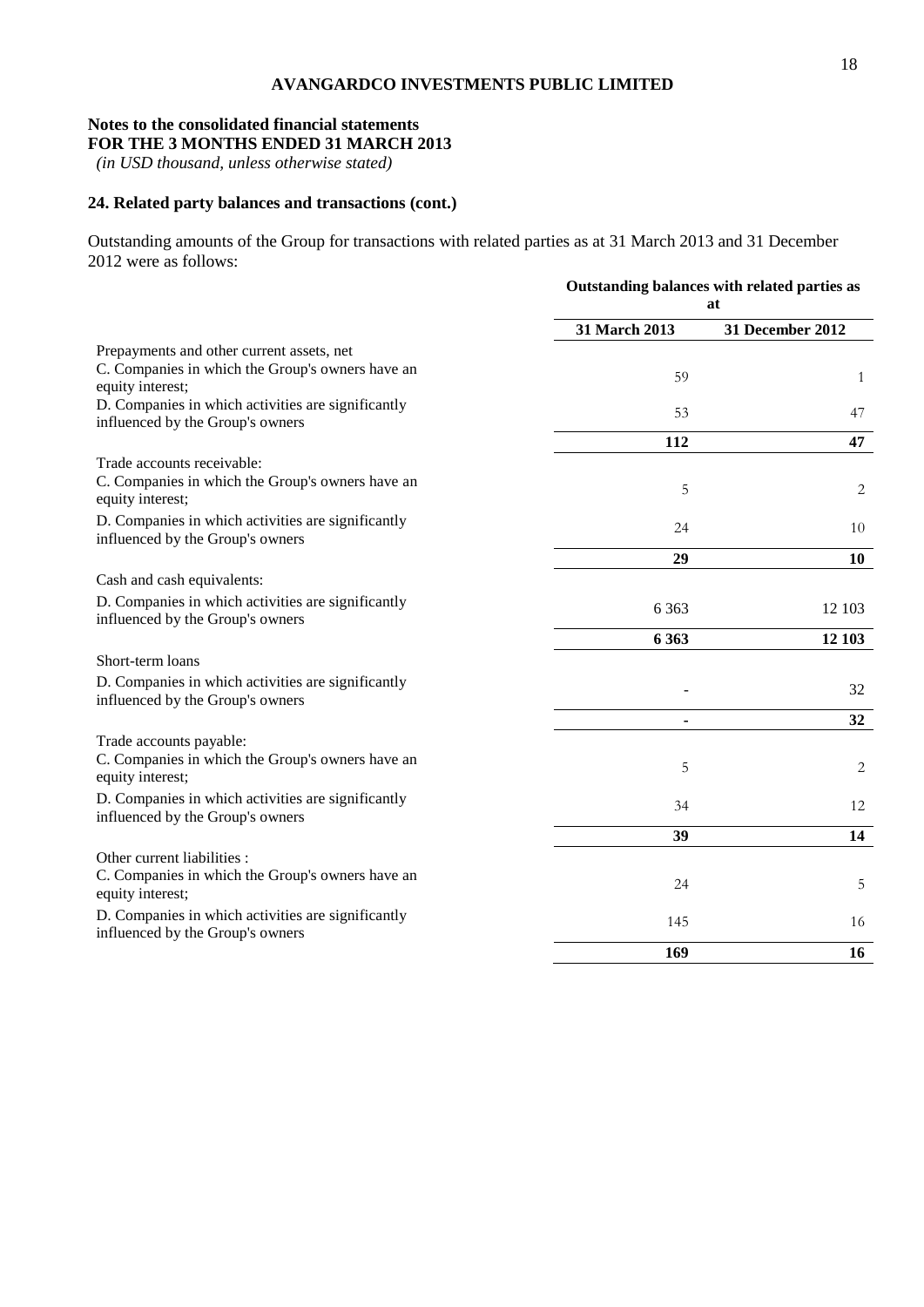**AVANGARDCO INVESTMENTS PUBLIC LIMITED**

**Notes to the consolidated financial statements**
**FOR THE 3 MONTHS ENDED 31 MARCH 2013**
*(in USD thousand, unless otherwise stated)*

## 24. Related party balances and transactions (cont.)

Outstanding amounts of the Group for transactions with related parties as at 31 March 2013 and 31 December 2012 were as follows:

| | **Outstanding balances with related parties as at** | |
|---|---|---|
| | **31 March 2013** | **31 December 2012** |
| Prepayments and other current assets, net | | |
| C. Companies in which the Group's owners have an equity interest; | 59 | 1 |
| D. Companies in which activities are significantly influenced by the Group's owners | 53 | 47 |
| | **112** | **47** |
| Trade accounts receivable: | | |
| C. Companies in which the Group's owners have an equity interest; | 5 | 2 |
| D. Companies in which activities are significantly influenced by the Group's owners | 24 | 10 |
| | **29** | **10** |
| Cash and cash equivalents: | | |
| D. Companies in which activities are significantly influenced by the Group's owners | 6 363 | 12 103 |
| | **6 363** | **12 103** |
| Short-term loans | | |
| D. Companies in which activities are significantly influenced by the Group's owners | - | 32 |
| | **-** | **32** |
| Trade accounts payable: | | |
| C. Companies in which the Group's owners have an equity interest; | 5 | 2 |
| D. Companies in which activities are significantly influenced by the Group's owners | 34 | 12 |
| | **39** | **14** |
| Other current liabilities : | | |
| C. Companies in which the Group's owners have an equity interest; | 24 | 5 |
| D. Companies in which activities are significantly influenced by the Group's owners | 145 | 16 |
| | **169** | **16** |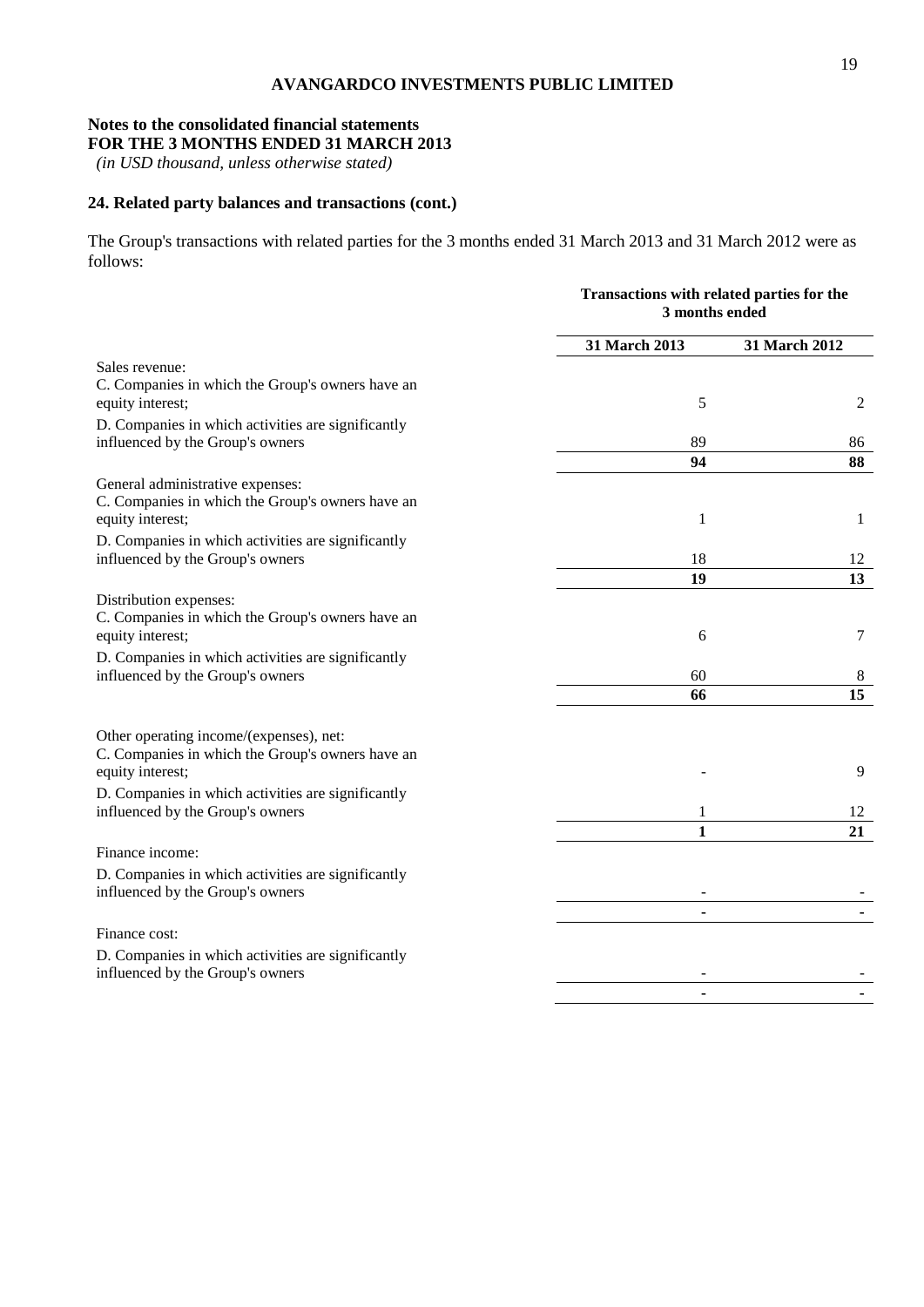**AVANGARDCO INVESTMENTS PUBLIC LIMITED**

**Notes to the consolidated financial statements**
**FOR THE 3 MONTHS ENDED 31 MARCH 2013**
*(in USD thousand, unless otherwise stated)*

## 24. Related party balances and transactions (cont.)

The Group's transactions with related parties for the 3 months ended 31 March 2013 and 31 March 2012 were as follows:

| | **Transactions with related parties for the 3 months ended** | |
|---|---|---|
| | **31 March 2013** | **31 March 2012** |
| Sales revenue: | | |
| C. Companies in which the Group's owners have an equity interest; | 5 | 2 |
| D. Companies in which activities are significantly influenced by the Group's owners | 89 | 86 |
| | **94** | **88** |
| General administrative expenses: | | |
| C. Companies in which the Group's owners have an equity interest; | 1 | 1 |
| D. Companies in which activities are significantly influenced by the Group's owners | 18 | 12 |
| | **19** | **13** |
| Distribution expenses: | | |
| C. Companies in which the Group's owners have an equity interest; | 6 | 7 |
| D. Companies in which activities are significantly influenced by the Group's owners | 60 | 8 |
| | **66** | **15** |
| Other operating income/(expenses), net: | | |
| C. Companies in which the Group's owners have an equity interest; | - | 9 |
| D. Companies in which activities are significantly influenced by the Group's owners | 1 | 12 |
| | **1** | **21** |
| Finance income: | | |
| D. Companies in which activities are significantly influenced by the Group's owners | - | - |
| | **-** | **-** |
| Finance cost: | | |
| D. Companies in which activities are significantly influenced by the Group's owners | - | - |
| | **-** | **-** |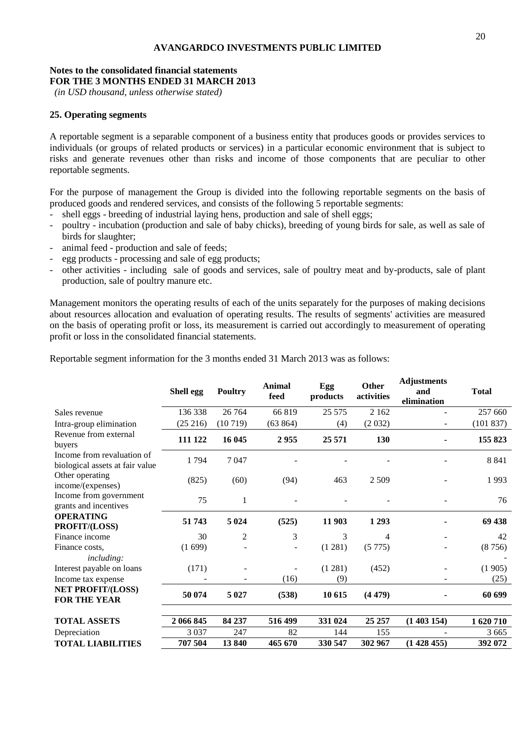**AVANGARDCO INVESTMENTS PUBLIC LIMITED**

**Notes to the consolidated financial statements**
**FOR THE 3 MONTHS ENDED 31 MARCH 2013**
*(in USD thousand, unless otherwise stated)*

### 25. Operating segments

A reportable segment is a separable component of a business entity that produces goods or provides services to individuals (or groups of related products or services) in a particular economic environment that is subject to risks and generate revenues other than risks and income of those components that are peculiar to other reportable segments.

For the purpose of management the Group is divided into the following reportable segments on the basis of produced goods and rendered services, and consists of the following 5 reportable segments:

- shell eggs - breeding of industrial laying hens, production and sale of shell eggs;
- poultry - incubation (production and sale of baby chicks), breeding of young birds for sale, as well as sale of birds for slaughter;
- animal feed - production and sale of feeds;
- egg products - processing and sale of egg products;
- other activities - including sale of goods and services, sale of poultry meat and by-products, sale of plant production, sale of poultry manure etc.

Management monitors the operating results of each of the units separately for the purposes of making decisions about resources allocation and evaluation of operating results. The results of segments' activities are measured on the basis of operating profit or loss, its measurement is carried out accordingly to measurement of operating profit or loss in the consolidated financial statements.

Reportable segment information for the 3 months ended 31 March 2013 was as follows:

| | Shell egg | Poultry | Animal feed | Egg products | Other activities | Adjustments and elimination | Total |
|---|---|---|---|---|---|---|---|
| Sales revenue | 136 338 | 26 764 | 66 819 | 25 575 | 2 162 | - | 257 660 |
| Intra-group elimination | (25 216) | (10 719) | (63 864) | (4) | (2 032) | - | (101 837) |
| Revenue from external buyers | **111 122** | **16 045** | **2 955** | **25 571** | **130** | **-** | **155 823** |
| Income from revaluation of biological assets at fair value | 1 794 | 7 047 | - | - | - | - | 8 841 |
| Other operating income/(expenses) | (825) | (60) | (94) | 463 | 2 509 | - | 1 993 |
| Income from government grants and incentives | 75 | 1 | - | - | - | - | 76 |
| **OPERATING PROFIT/(LOSS)** | **51 743** | **5 024** | **(525)** | **11 903** | **1 293** | **-** | **69 438** |
| Finance income | 30 | 2 | 3 | 3 | 4 | - | 42 |
| Finance costs, *including:* | (1 699) | - | - | (1 281) | (5 775) | - | (8 756) |
| Interest payable on loans | (171) | - | - | (1 281) | (452) | - | (1 905) |
| Income tax expense | - | - | (16) | (9) | | - | (25) |
| **NET PROFIT/(LOSS) FOR THE YEAR** | **50 074** | **5 027** | **(538)** | **10 615** | **(4 479)** | **-** | **60 699** |
| | | | | | | | |
| **TOTAL ASSETS** | **2 066 845** | **84 237** | **516 499** | **331 024** | **25 257** | **(1 403 154)** | **1 620 710** |
| Depreciation | 3 037 | 247 | 82 | 144 | 155 | - | 3 665 |
| **TOTAL LIABILITIES** | **707 504** | **13 840** | **465 670** | **330 547** | **302 967** | **(1 428 455)** | **392 072** |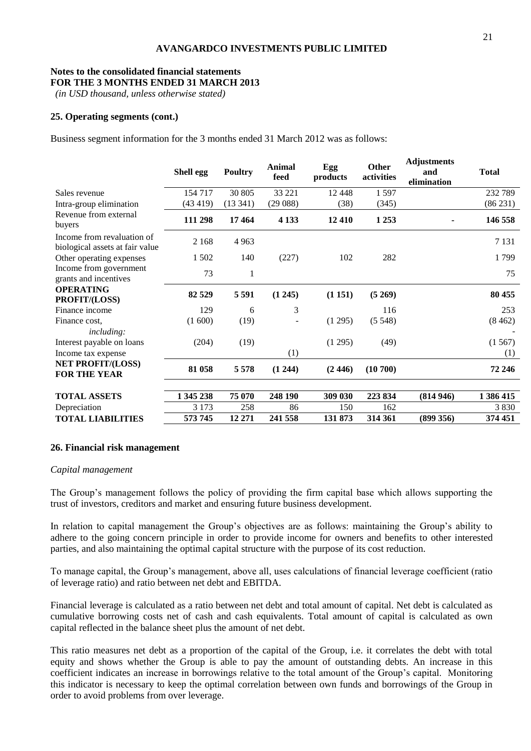**Notes to the consolidated financial statements**
**FOR THE 3 MONTHS ENDED 31 MARCH 2013**
*(in USD thousand, unless otherwise stated)*

### 25. Operating segments (cont.)

Business segment information for the 3 months ended 31 March 2012 was as follows:

| | Shell egg | Poultry | Animal feed | Egg products | Other activities | Adjustments and elimination | Total |
|---|---|---|---|---|---|---|---|
| Sales revenue | 154 717 | 30 805 | 33 221 | 12 448 | 1 597 | | 232 789 |
| Intra-group elimination | (43 419) | (13 341) | (29 088) | (38) | (345) | | (86 231) |
| Revenue from external buyers | **111 298** | **17 464** | **4 133** | **12 410** | **1 253** | **-** | **146 558** |
| Income from revaluation of biological assets at fair value | 2 168 | 4 963 | | | | | 7 131 |
| Other operating expenses | 1 502 | 140 | (227) | 102 | 282 | | 1 799 |
| Income from government grants and incentives | 73 | 1 | | | | | 75 |
| **OPERATING PROFIT/(LOSS)** | **82 529** | **5 591** | **(1 245)** | **(1 151)** | **(5 269)** | | **80 455** |
| Finance income | 129 | 6 | 3 | | 116 | | 253 |
| Finance cost, | (1 600) | (19) | - | (1 295) | (5 548) | | (8 462) |
| *including:* | | | | | | | - |
| Interest payable on loans | (204) | (19) | | (1 295) | (49) | | (1 567) |
| Income tax expense | | | (1) | | | | (1) |
| **NET PROFIT/(LOSS) FOR THE YEAR** | **81 058** | **5 578** | **(1 244)** | **(2 446)** | **(10 700)** | | **72 246** |
| | | | | | | | |
| **TOTAL ASSETS** | **1 345 238** | **75 070** | **248 190** | **309 030** | **223 834** | **(814 946)** | **1 386 415** |
| Depreciation | 3 173 | 258 | 86 | 150 | 162 | | 3 830 |
| **TOTAL LIABILITIES** | **573 745** | **12 271** | **241 558** | **131 873** | **314 361** | **(899 356)** | **374 451** |

### 26. Financial risk management

*Capital management*

The Group's management follows the policy of providing the firm capital base which allows supporting the trust of investors, creditors and market and ensuring future business development.

In relation to capital management the Group's objectives are as follows: maintaining the Group's ability to adhere to the going concern principle in order to provide income for owners and benefits to other interested parties, and also maintaining the optimal capital structure with the purpose of its cost reduction.

To manage capital, the Group's management, above all, uses calculations of financial leverage coefficient (ratio of leverage ratio) and ratio between net debt and EBITDA.

Financial leverage is calculated as a ratio between net debt and total amount of capital. Net debt is calculated as cumulative borrowing costs net of cash and cash equivalents. Total amount of capital is calculated as own capital reflected in the balance sheet plus the amount of net debt.

This ratio measures net debt as a proportion of the capital of the Group, i.e. it correlates the debt with total equity and shows whether the Group is able to pay the amount of outstanding debts. An increase in this coefficient indicates an increase in borrowings relative to the total amount of the Group's capital. Monitoring this indicator is necessary to keep the optimal correlation between own funds and borrowings of the Group in order to avoid problems from over leverage.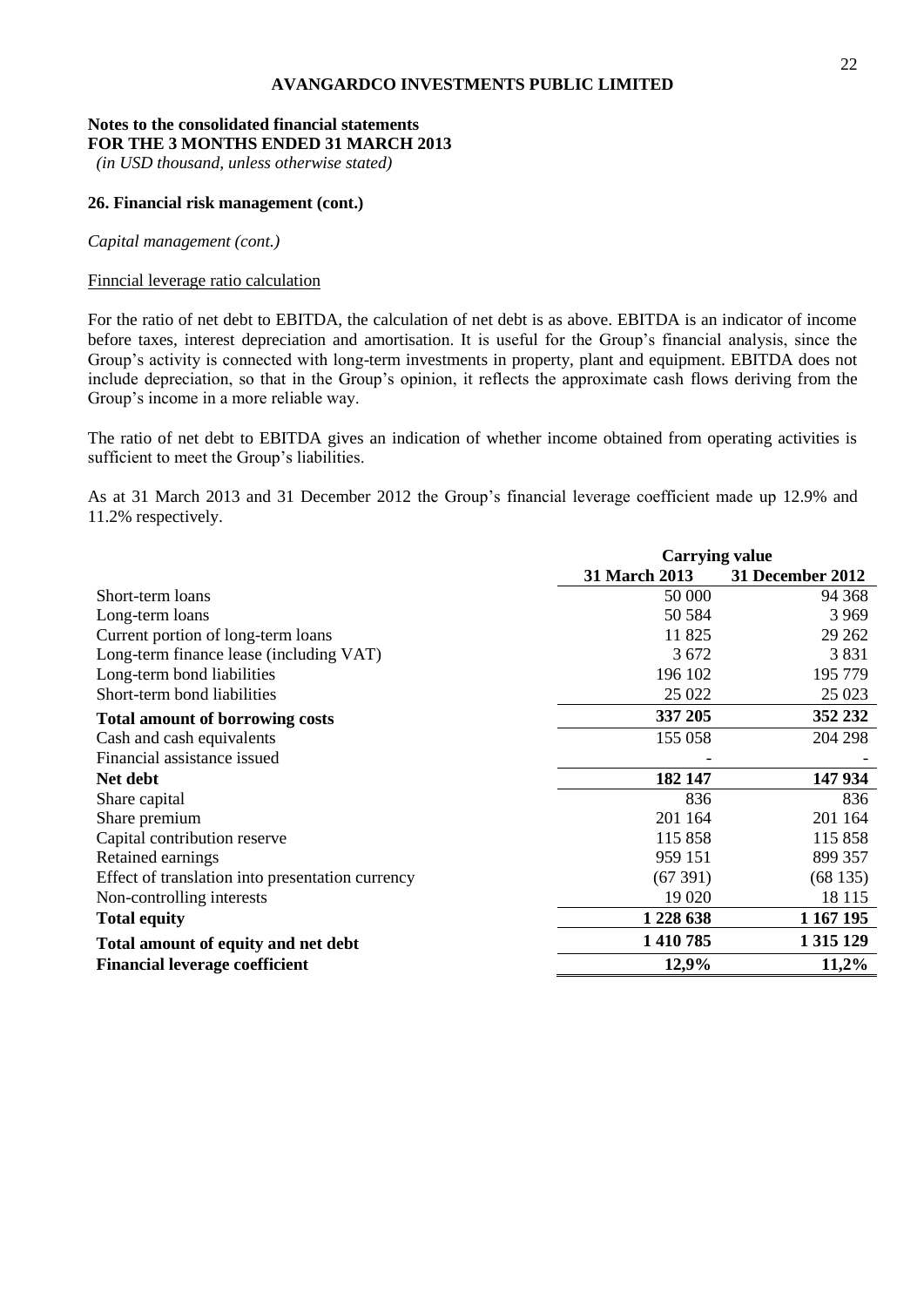**AVANGARDCO INVESTMENTS PUBLIC LIMITED**

**Notes to the consolidated financial statements**
**FOR THE 3 MONTHS ENDED 31 MARCH 2013**
*(in USD thousand, unless otherwise stated)*

### 26. Financial risk management (cont.)

*Capital management (cont.)*

Finncial leverage ratio calculation

For the ratio of net debt to EBITDA, the calculation of net debt is as above. EBITDA is an indicator of income before taxes, interest depreciation and amortisation. It is useful for the Group's financial analysis, since the Group's activity is connected with long-term investments in property, plant and equipment. EBITDA does not include depreciation, so that in the Group's opinion, it reflects the approximate cash flows deriving from the Group's income in a more reliable way.

The ratio of net debt to EBITDA gives an indication of whether income obtained from operating activities is sufficient to meet the Group's liabilities.

As at 31 March 2013 and 31 December 2012 the Group's financial leverage coefficient made up 12.9% and 11.2% respectively.

| | **Carrying value** | |
|---|---|---|
| | **31 March 2013** | **31 December 2012** |
| Short-term loans | 50 000 | 94 368 |
| Long-term loans | 50 584 | 3 969 |
| Current portion of long-term loans | 11 825 | 29 262 |
| Long-term finance lease (including VAT) | 3 672 | 3 831 |
| Long-term bond liabilities | 196 102 | 195 779 |
| Short-term bond liabilities | 25 022 | 25 023 |
| **Total amount of borrowing costs** | **337 205** | **352 232** |
| Cash and cash equivalents | 155 058 | 204 298 |
| Financial assistance issued | - | - |
| **Net debt** | **182 147** | **147 934** |
| Share capital | 836 | 836 |
| Share premium | 201 164 | 201 164 |
| Capital contribution reserve | 115 858 | 115 858 |
| Retained earnings | 959 151 | 899 357 |
| Effect of translation into presentation currency | (67 391) | (68 135) |
| Non-controlling interests | 19 020 | 18 115 |
| **Total equity** | **1 228 638** | **1 167 195** |
| **Total amount of equity and net debt** | **1 410 785** | **1 315 129** |
| **Financial leverage coefficient** | **12,9%** | **11,2%** |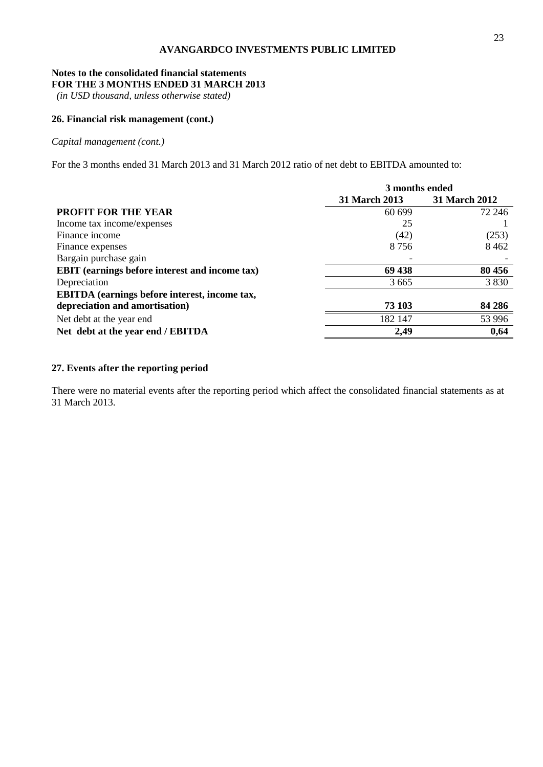**AVANGARDCO INVESTMENTS PUBLIC LIMITED**

**Notes to the consolidated financial statements**
**FOR THE 3 MONTHS ENDED 31 MARCH 2013**
*(in USD thousand, unless otherwise stated)*

## 26. Financial risk management (cont.)

*Capital management (cont.)*

For the 3 months ended 31 March 2013 and 31 March 2012 ratio of net debt to EBITDA amounted to:

| | 3 months ended | |
|---|---|---|
| | **31 March 2013** | **31 March 2012** |
| **PROFIT FOR THE YEAR** | 60 699 | 72 246 |
| Income tax income/expenses | 25 | 1 |
| Finance income | (42) | (253) |
| Finance expenses | 8 756 | 8 462 |
| Bargain purchase gain | - | - |
| **EBIT (earnings before interest and income tax)** | **69 438** | **80 456** |
| Depreciation | 3 665 | 3 830 |
| **EBITDA (earnings before interest, income tax, depreciation and amortisation)** | **73 103** | **84 286** |
| Net debt at the year end | 182 147 | 53 996 |
| **Net debt at the year end / EBITDA** | **2,49** | **0,64** |

## 27. Events after the reporting period

There were no material events after the reporting period which affect the consolidated financial statements as at 31 March 2013.